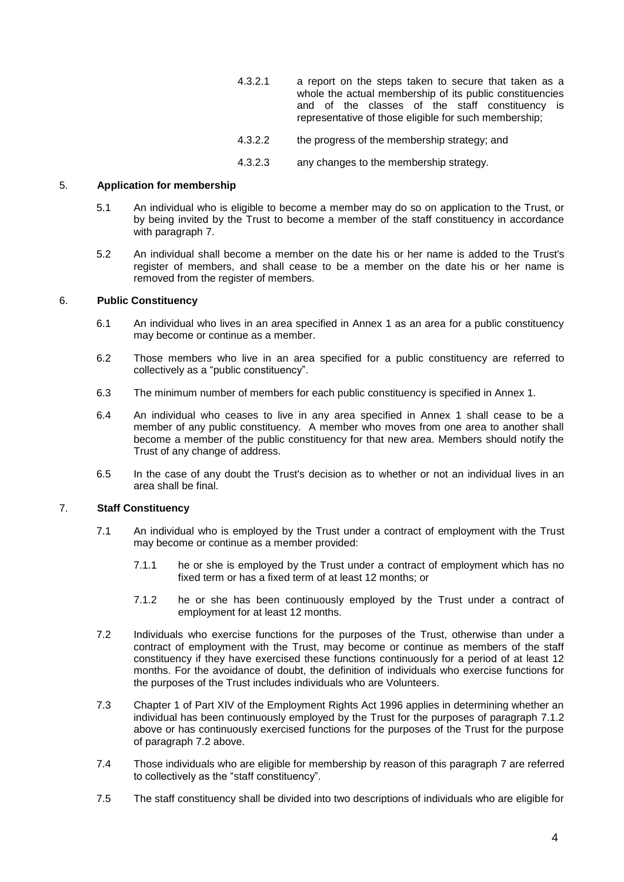4.3.2.1 a report on the steps taken to secure that taken as a whole the actual membership of its public constituencies and of the classes of the staff constituency is representative of those eligible for such membership;

4.3.2.2 the progress of the membership strategy; and

4.3.2.3 any changes to the membership strategy.

## 5. Application for membership

5.1 An individual who is eligible to become a member may do so on application to the Trust, or by being invited by the Trust to become a member of the staff constituency in accordance with paragraph 7.

5.2 An individual shall become a member on the date his or her name is added to the Trust's register of members, and shall cease to be a member on the date his or her name is removed from the register of members.

## 6. Public Constituency

6.1 An individual who lives in an area specified in Annex 1 as an area for a public constituency may become or continue as a member.

6.2 Those members who live in an area specified for a public constituency are referred to collectively as a "public constituency".

6.3 The minimum number of members for each public constituency is specified in Annex 1.

6.4 An individual who ceases to live in any area specified in Annex 1 shall cease to be a member of any public constituency. A member who moves from one area to another shall become a member of the public constituency for that new area. Members should notify the Trust of any change of address.

6.5 In the case of any doubt the Trust's decision as to whether or not an individual lives in an area shall be final.

## 7. Staff Constituency

7.1 An individual who is employed by the Trust under a contract of employment with the Trust may become or continue as a member provided:

7.1.1 he or she is employed by the Trust under a contract of employment which has no fixed term or has a fixed term of at least 12 months; or

7.1.2 he or she has been continuously employed by the Trust under a contract of employment for at least 12 months.

7.2 Individuals who exercise functions for the purposes of the Trust, otherwise than under a contract of employment with the Trust, may become or continue as members of the staff constituency if they have exercised these functions continuously for a period of at least 12 months. For the avoidance of doubt, the definition of individuals who exercise functions for the purposes of the Trust includes individuals who are Volunteers.

7.3 Chapter 1 of Part XIV of the Employment Rights Act 1996 applies in determining whether an individual has been continuously employed by the Trust for the purposes of paragraph 7.1.2 above or has continuously exercised functions for the purposes of the Trust for the purpose of paragraph 7.2 above.

7.4 Those individuals who are eligible for membership by reason of this paragraph 7 are referred to collectively as the "staff constituency".

7.5 The staff constituency shall be divided into two descriptions of individuals who are eligible for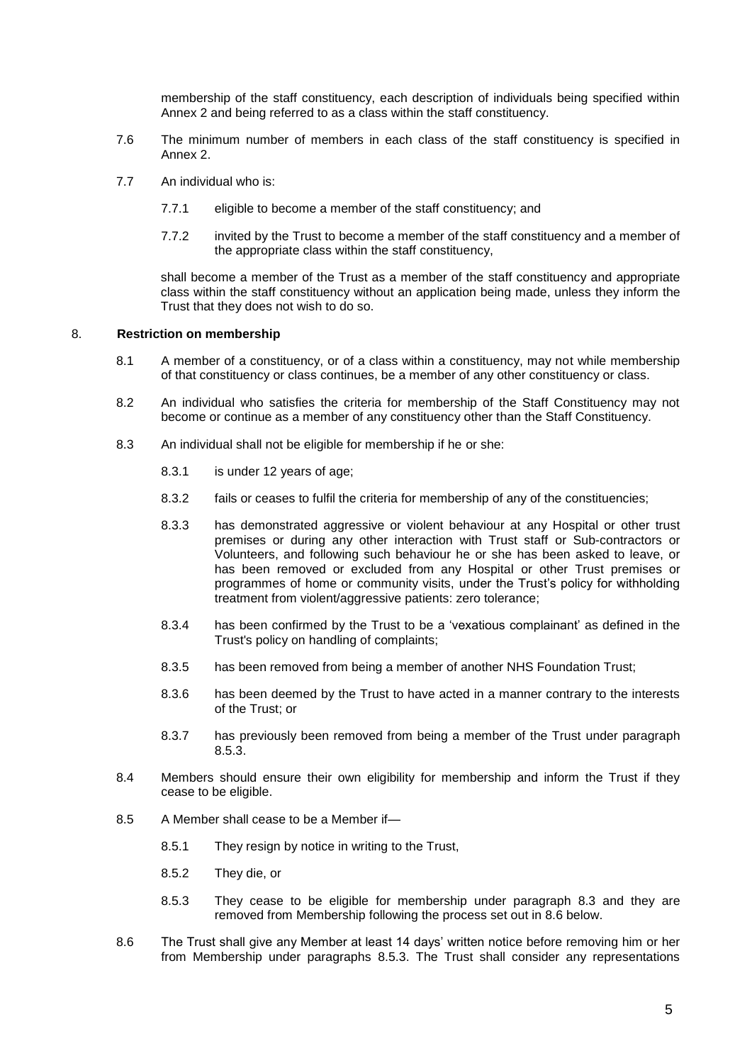membership of the staff constituency, each description of individuals being specified within Annex 2 and being referred to as a class within the staff constituency.

7.6 The minimum number of members in each class of the staff constituency is specified in Annex 2.

7.7 An individual who is:

7.7.1 eligible to become a member of the staff constituency; and

7.7.2 invited by the Trust to become a member of the staff constituency and a member of the appropriate class within the staff constituency,

shall become a member of the Trust as a member of the staff constituency and appropriate class within the staff constituency without an application being made, unless they inform the Trust that they does not wish to do so.

## 8. **Restriction on membership**

8.1 A member of a constituency, or of a class within a constituency, may not while membership of that constituency or class continues, be a member of any other constituency or class.

8.2 An individual who satisfies the criteria for membership of the Staff Constituency may not become or continue as a member of any constituency other than the Staff Constituency.

8.3 An individual shall not be eligible for membership if he or she:

8.3.1 is under 12 years of age;

8.3.2 fails or ceases to fulfil the criteria for membership of any of the constituencies;

8.3.3 has demonstrated aggressive or violent behaviour at any Hospital or other trust premises or during any other interaction with Trust staff or Sub-contractors or Volunteers, and following such behaviour he or she has been asked to leave, or has been removed or excluded from any Hospital or other Trust premises or programmes of home or community visits, under the Trust's policy for withholding treatment from violent/aggressive patients: zero tolerance;

8.3.4 has been confirmed by the Trust to be a 'vexatious complainant' as defined in the Trust's policy on handling of complaints;

8.3.5 has been removed from being a member of another NHS Foundation Trust;

8.3.6 has been deemed by the Trust to have acted in a manner contrary to the interests of the Trust; or

8.3.7 has previously been removed from being a member of the Trust under paragraph 8.5.3.

8.4 Members should ensure their own eligibility for membership and inform the Trust if they cease to be eligible.

8.5 A Member shall cease to be a Member if—

8.5.1 They resign by notice in writing to the Trust,

8.5.2 They die, or

8.5.3 They cease to be eligible for membership under paragraph 8.3 and they are removed from Membership following the process set out in 8.6 below.

8.6 The Trust shall give any Member at least 14 days' written notice before removing him or her from Membership under paragraphs 8.5.3. The Trust shall consider any representations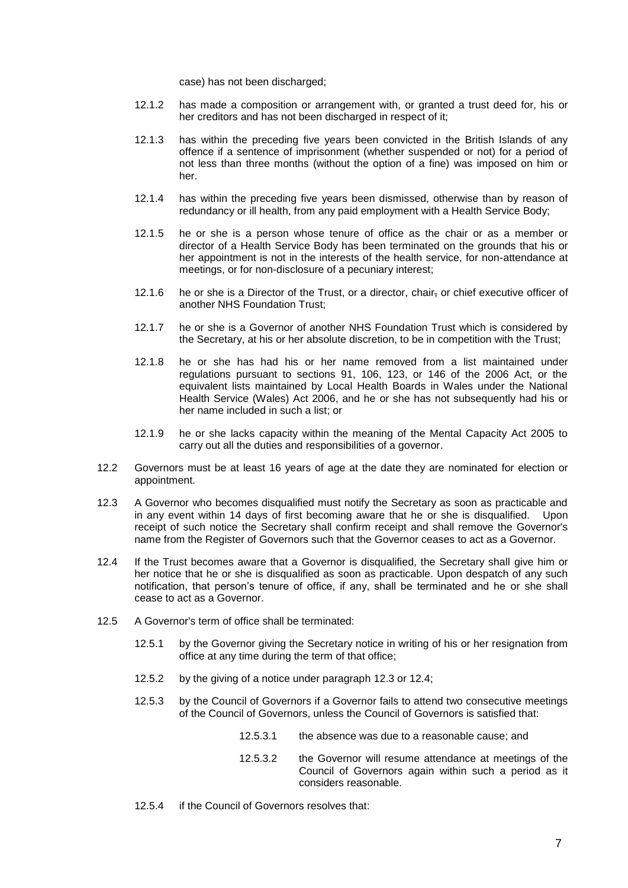case) has not been discharged;

12.1.2 has made a composition or arrangement with, or granted a trust deed for, his or her creditors and has not been discharged in respect of it;

12.1.3 has within the preceding five years been convicted in the British Islands of any offence if a sentence of imprisonment (whether suspended or not) for a period of not less than three months (without the option of a fine) was imposed on him or her.

12.1.4 has within the preceding five years been dismissed, otherwise than by reason of redundancy or ill health, from any paid employment with a Health Service Body;

12.1.5 he or she is a person whose tenure of office as the chair or as a member or director of a Health Service Body has been terminated on the grounds that his or her appointment is not in the interests of the health service, for non-attendance at meetings, or for non-disclosure of a pecuniary interest;

12.1.6 he or she is a Director of the Trust, or a director, chair, or chief executive officer of another NHS Foundation Trust;

12.1.7 he or she is a Governor of another NHS Foundation Trust which is considered by the Secretary, at his or her absolute discretion, to be in competition with the Trust;

12.1.8 he or she has had his or her name removed from a list maintained under regulations pursuant to sections 91, 106, 123, or 146 of the 2006 Act, or the equivalent lists maintained by Local Health Boards in Wales under the National Health Service (Wales) Act 2006, and he or she has not subsequently had his or her name included in such a list; or

12.1.9 he or she lacks capacity within the meaning of the Mental Capacity Act 2005 to carry out all the duties and responsibilities of a governor.

12.2 Governors must be at least 16 years of age at the date they are nominated for election or appointment.

12.3 A Governor who becomes disqualified must notify the Secretary as soon as practicable and in any event within 14 days of first becoming aware that he or she is disqualified. Upon receipt of such notice the Secretary shall confirm receipt and shall remove the Governor's name from the Register of Governors such that the Governor ceases to act as a Governor.

12.4 If the Trust becomes aware that a Governor is disqualified, the Secretary shall give him or her notice that he or she is disqualified as soon as practicable. Upon despatch of any such notification, that person's tenure of office, if any, shall be terminated and he or she shall cease to act as a Governor.

12.5 A Governor's term of office shall be terminated:

12.5.1 by the Governor giving the Secretary notice in writing of his or her resignation from office at any time during the term of that office;

12.5.2 by the giving of a notice under paragraph 12.3 or 12.4;

12.5.3 by the Council of Governors if a Governor fails to attend two consecutive meetings of the Council of Governors, unless the Council of Governors is satisfied that:

12.5.3.1 the absence was due to a reasonable cause; and

12.5.3.2 the Governor will resume attendance at meetings of the Council of Governors again within such a period as it considers reasonable.

12.5.4 if the Council of Governors resolves that: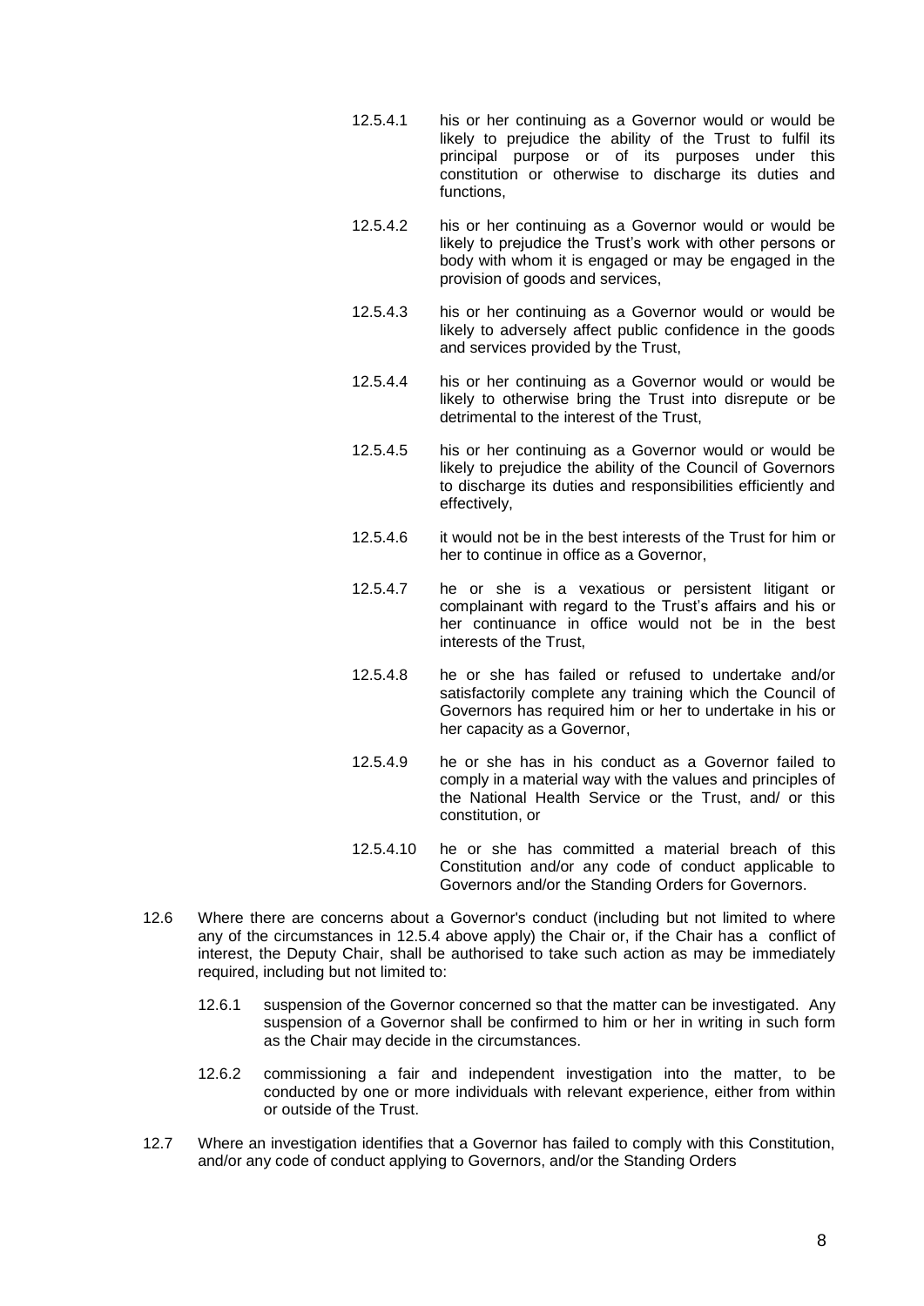12.5.4.1 his or her continuing as a Governor would or would be likely to prejudice the ability of the Trust to fulfil its principal purpose or of its purposes under this constitution or otherwise to discharge its duties and functions,

12.5.4.2 his or her continuing as a Governor would or would be likely to prejudice the Trust's work with other persons or body with whom it is engaged or may be engaged in the provision of goods and services,

12.5.4.3 his or her continuing as a Governor would or would be likely to adversely affect public confidence in the goods and services provided by the Trust,

12.5.4.4 his or her continuing as a Governor would or would be likely to otherwise bring the Trust into disrepute or be detrimental to the interest of the Trust,

12.5.4.5 his or her continuing as a Governor would or would be likely to prejudice the ability of the Council of Governors to discharge its duties and responsibilities efficiently and effectively,

12.5.4.6 it would not be in the best interests of the Trust for him or her to continue in office as a Governor,

12.5.4.7 he or she is a vexatious or persistent litigant or complainant with regard to the Trust's affairs and his or her continuance in office would not be in the best interests of the Trust,

12.5.4.8 he or she has failed or refused to undertake and/or satisfactorily complete any training which the Council of Governors has required him or her to undertake in his or her capacity as a Governor,

12.5.4.9 he or she has in his conduct as a Governor failed to comply in a material way with the values and principles of the National Health Service or the Trust, and/ or this constitution, or

12.5.4.10 he or she has committed a material breach of this Constitution and/or any code of conduct applicable to Governors and/or the Standing Orders for Governors.

12.6 Where there are concerns about a Governor's conduct (including but not limited to where any of the circumstances in 12.5.4 above apply) the Chair or, if the Chair has a conflict of interest, the Deputy Chair, shall be authorised to take such action as may be immediately required, including but not limited to:

12.6.1 suspension of the Governor concerned so that the matter can be investigated. Any suspension of a Governor shall be confirmed to him or her in writing in such form as the Chair may decide in the circumstances.

12.6.2 commissioning a fair and independent investigation into the matter, to be conducted by one or more individuals with relevant experience, either from within or outside of the Trust.

12.7 Where an investigation identifies that a Governor has failed to comply with this Constitution, and/or any code of conduct applying to Governors, and/or the Standing Orders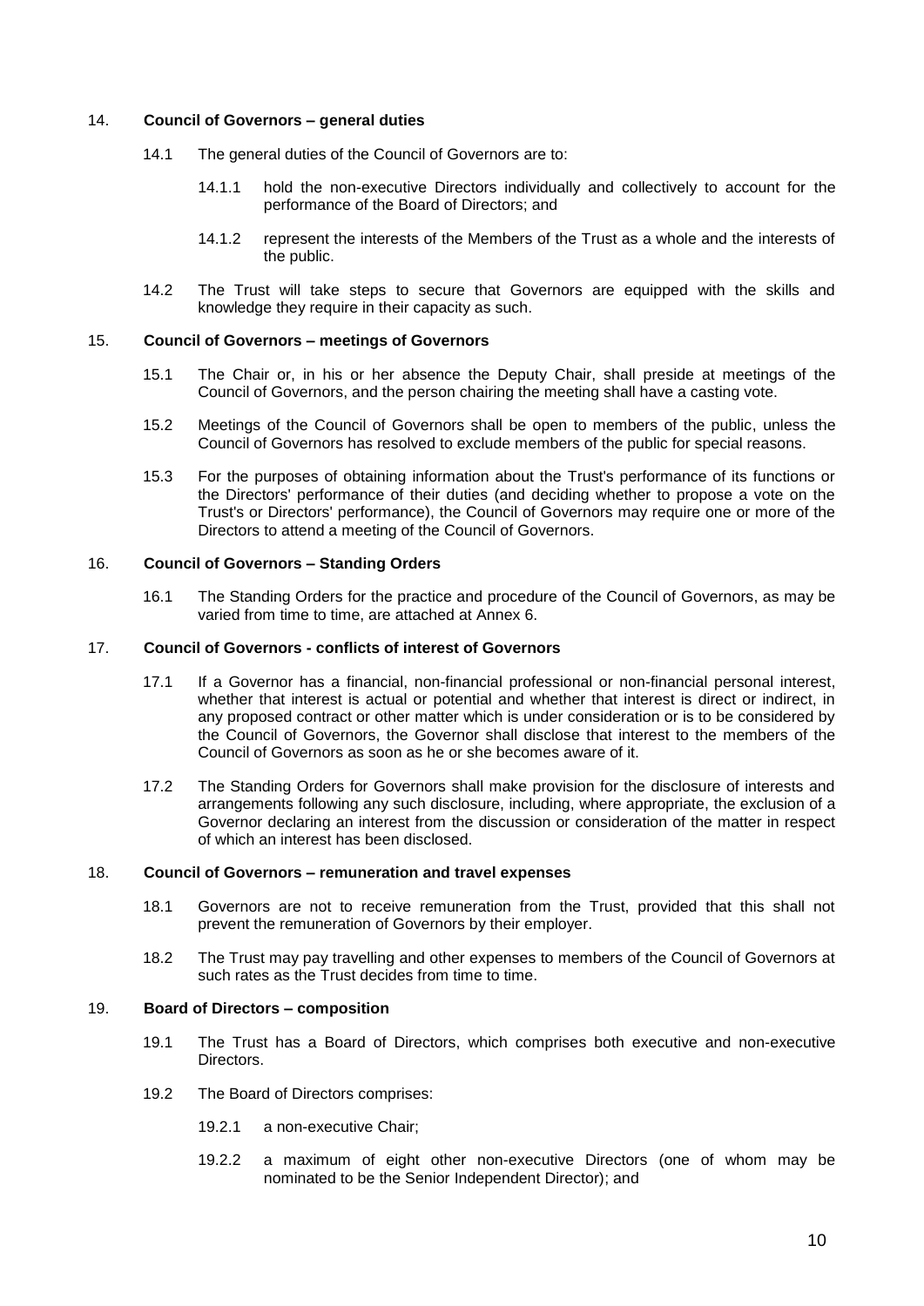## 14. **Council of Governors – general duties**

14.1 The general duties of the Council of Governors are to:

14.1.1 hold the non-executive Directors individually and collectively to account for the performance of the Board of Directors; and

14.1.2 represent the interests of the Members of the Trust as a whole and the interests of the public.

14.2 The Trust will take steps to secure that Governors are equipped with the skills and knowledge they require in their capacity as such.

## 15. **Council of Governors – meetings of Governors**

15.1 The Chair or, in his or her absence the Deputy Chair, shall preside at meetings of the Council of Governors, and the person chairing the meeting shall have a casting vote.

15.2 Meetings of the Council of Governors shall be open to members of the public, unless the Council of Governors has resolved to exclude members of the public for special reasons.

15.3 For the purposes of obtaining information about the Trust's performance of its functions or the Directors' performance of their duties (and deciding whether to propose a vote on the Trust's or Directors' performance), the Council of Governors may require one or more of the Directors to attend a meeting of the Council of Governors.

## 16. **Council of Governors – Standing Orders**

16.1 The Standing Orders for the practice and procedure of the Council of Governors, as may be varied from time to time, are attached at Annex 6.

## 17. **Council of Governors - conflicts of interest of Governors**

17.1 If a Governor has a financial, non-financial professional or non-financial personal interest, whether that interest is actual or potential and whether that interest is direct or indirect, in any proposed contract or other matter which is under consideration or is to be considered by the Council of Governors, the Governor shall disclose that interest to the members of the Council of Governors as soon as he or she becomes aware of it.

17.2 The Standing Orders for Governors shall make provision for the disclosure of interests and arrangements following any such disclosure, including, where appropriate, the exclusion of a Governor declaring an interest from the discussion or consideration of the matter in respect of which an interest has been disclosed.

## 18. **Council of Governors – remuneration and travel expenses**

18.1 Governors are not to receive remuneration from the Trust, provided that this shall not prevent the remuneration of Governors by their employer.

18.2 The Trust may pay travelling and other expenses to members of the Council of Governors at such rates as the Trust decides from time to time.

## 19. **Board of Directors – composition**

19.1 The Trust has a Board of Directors, which comprises both executive and non-executive Directors.

19.2 The Board of Directors comprises:

19.2.1 a non-executive Chair;

19.2.2 a maximum of eight other non-executive Directors (one of whom may be nominated to be the Senior Independent Director); and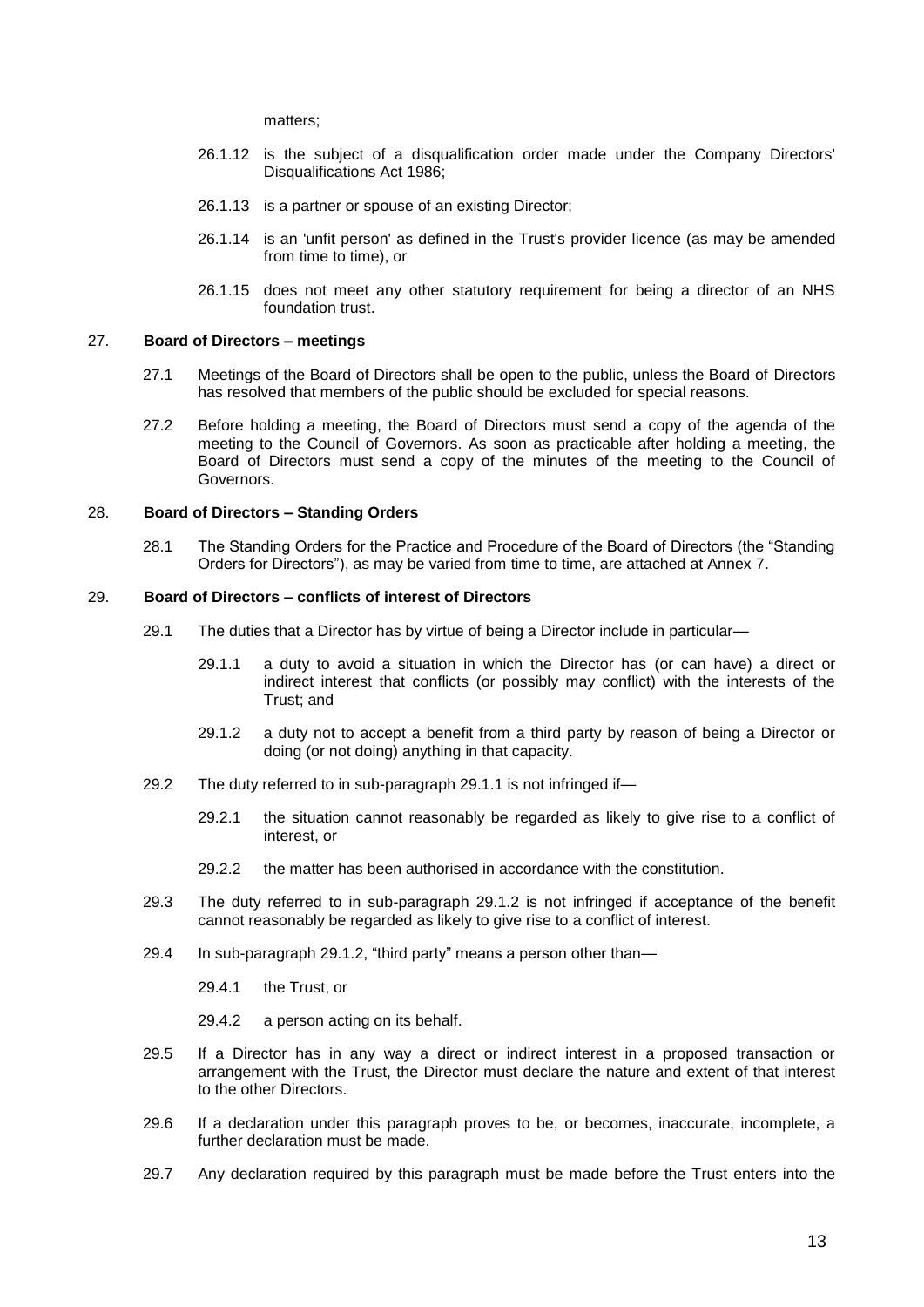matters;

26.1.12 is the subject of a disqualification order made under the Company Directors' Disqualifications Act 1986;

26.1.13 is a partner or spouse of an existing Director;

26.1.14 is an 'unfit person' as defined in the Trust's provider licence (as may be amended from time to time), or

26.1.15 does not meet any other statutory requirement for being a director of an NHS foundation trust.

## 27. Board of Directors – meetings

27.1 Meetings of the Board of Directors shall be open to the public, unless the Board of Directors has resolved that members of the public should be excluded for special reasons.

27.2 Before holding a meeting, the Board of Directors must send a copy of the agenda of the meeting to the Council of Governors. As soon as practicable after holding a meeting, the Board of Directors must send a copy of the minutes of the meeting to the Council of Governors.

## 28. Board of Directors – Standing Orders

28.1 The Standing Orders for the Practice and Procedure of the Board of Directors (the "Standing Orders for Directors"), as may be varied from time to time, are attached at Annex 7.

## 29. Board of Directors – conflicts of interest of Directors

29.1 The duties that a Director has by virtue of being a Director include in particular—

29.1.1 a duty to avoid a situation in which the Director has (or can have) a direct or indirect interest that conflicts (or possibly may conflict) with the interests of the Trust; and

29.1.2 a duty not to accept a benefit from a third party by reason of being a Director or doing (or not doing) anything in that capacity.

29.2 The duty referred to in sub-paragraph 29.1.1 is not infringed if—

29.2.1 the situation cannot reasonably be regarded as likely to give rise to a conflict of interest, or

29.2.2 the matter has been authorised in accordance with the constitution.

29.3 The duty referred to in sub-paragraph 29.1.2 is not infringed if acceptance of the benefit cannot reasonably be regarded as likely to give rise to a conflict of interest.

29.4 In sub-paragraph 29.1.2, "third party" means a person other than—

29.4.1 the Trust, or

29.4.2 a person acting on its behalf.

29.5 If a Director has in any way a direct or indirect interest in a proposed transaction or arrangement with the Trust, the Director must declare the nature and extent of that interest to the other Directors.

29.6 If a declaration under this paragraph proves to be, or becomes, inaccurate, incomplete, a further declaration must be made.

29.7 Any declaration required by this paragraph must be made before the Trust enters into the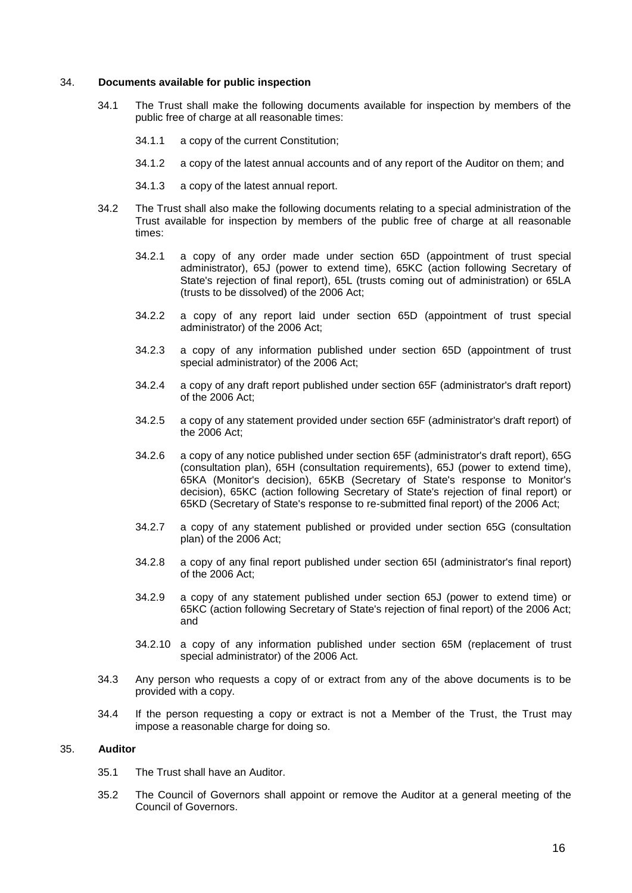## 34. **Documents available for public inspection**

34.1 The Trust shall make the following documents available for inspection by members of the public free of charge at all reasonable times:

34.1.1 a copy of the current Constitution;

34.1.2 a copy of the latest annual accounts and of any report of the Auditor on them; and

34.1.3 a copy of the latest annual report.

34.2 The Trust shall also make the following documents relating to a special administration of the Trust available for inspection by members of the public free of charge at all reasonable times:

34.2.1 a copy of any order made under section 65D (appointment of trust special administrator), 65J (power to extend time), 65KC (action following Secretary of State's rejection of final report), 65L (trusts coming out of administration) or 65LA (trusts to be dissolved) of the 2006 Act;

34.2.2 a copy of any report laid under section 65D (appointment of trust special administrator) of the 2006 Act;

34.2.3 a copy of any information published under section 65D (appointment of trust special administrator) of the 2006 Act;

34.2.4 a copy of any draft report published under section 65F (administrator's draft report) of the 2006 Act;

34.2.5 a copy of any statement provided under section 65F (administrator's draft report) of the 2006 Act;

34.2.6 a copy of any notice published under section 65F (administrator's draft report), 65G (consultation plan), 65H (consultation requirements), 65J (power to extend time), 65KA (Monitor's decision), 65KB (Secretary of State's response to Monitor's decision), 65KC (action following Secretary of State's rejection of final report) or 65KD (Secretary of State's response to re-submitted final report) of the 2006 Act;

34.2.7 a copy of any statement published or provided under section 65G (consultation plan) of the 2006 Act;

34.2.8 a copy of any final report published under section 65I (administrator's final report) of the 2006 Act;

34.2.9 a copy of any statement published under section 65J (power to extend time) or 65KC (action following Secretary of State's rejection of final report) of the 2006 Act; and

34.2.10 a copy of any information published under section 65M (replacement of trust special administrator) of the 2006 Act.

34.3 Any person who requests a copy of or extract from any of the above documents is to be provided with a copy.

34.4 If the person requesting a copy or extract is not a Member of the Trust, the Trust may impose a reasonable charge for doing so.

## 35. **Auditor**

35.1 The Trust shall have an Auditor.

35.2 The Council of Governors shall appoint or remove the Auditor at a general meeting of the Council of Governors.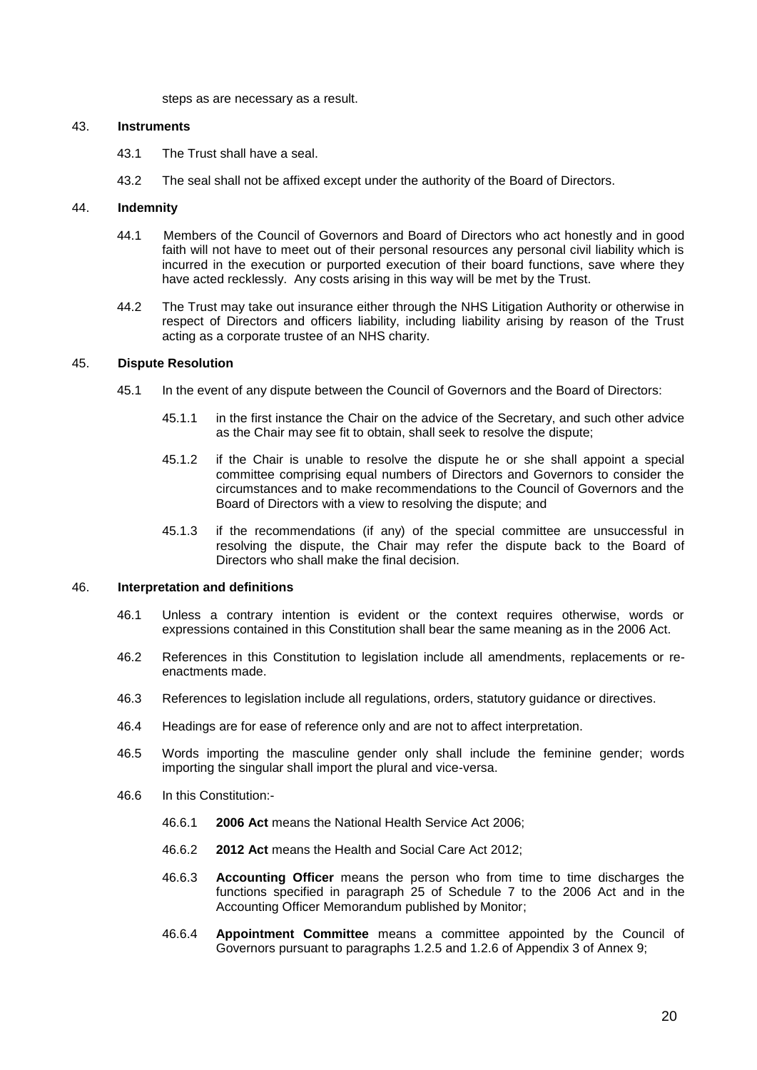steps as are necessary as a result.

## 43. Instruments

43.1 The Trust shall have a seal.

43.2 The seal shall not be affixed except under the authority of the Board of Directors.

## 44. Indemnity

44.1 Members of the Council of Governors and Board of Directors who act honestly and in good faith will not have to meet out of their personal resources any personal civil liability which is incurred in the execution or purported execution of their board functions, save where they have acted recklessly. Any costs arising in this way will be met by the Trust.

44.2 The Trust may take out insurance either through the NHS Litigation Authority or otherwise in respect of Directors and officers liability, including liability arising by reason of the Trust acting as a corporate trustee of an NHS charity.

## 45. Dispute Resolution

45.1 In the event of any dispute between the Council of Governors and the Board of Directors:

45.1.1 in the first instance the Chair on the advice of the Secretary, and such other advice as the Chair may see fit to obtain, shall seek to resolve the dispute;

45.1.2 if the Chair is unable to resolve the dispute he or she shall appoint a special committee comprising equal numbers of Directors and Governors to consider the circumstances and to make recommendations to the Council of Governors and the Board of Directors with a view to resolving the dispute; and

45.1.3 if the recommendations (if any) of the special committee are unsuccessful in resolving the dispute, the Chair may refer the dispute back to the Board of Directors who shall make the final decision.

## 46. Interpretation and definitions

46.1 Unless a contrary intention is evident or the context requires otherwise, words or expressions contained in this Constitution shall bear the same meaning as in the 2006 Act.

46.2 References in this Constitution to legislation include all amendments, replacements or re-enactments made.

46.3 References to legislation include all regulations, orders, statutory guidance or directives.

46.4 Headings are for ease of reference only and are not to affect interpretation.

46.5 Words importing the masculine gender only shall include the feminine gender; words importing the singular shall import the plural and vice-versa.

46.6 In this Constitution:-

46.6.1 **2006 Act** means the National Health Service Act 2006;

46.6.2 **2012 Act** means the Health and Social Care Act 2012;

46.6.3 **Accounting Officer** means the person who from time to time discharges the functions specified in paragraph 25 of Schedule 7 to the 2006 Act and in the Accounting Officer Memorandum published by Monitor;

46.6.4 **Appointment Committee** means a committee appointed by the Council of Governors pursuant to paragraphs 1.2.5 and 1.2.6 of Appendix 3 of Annex 9;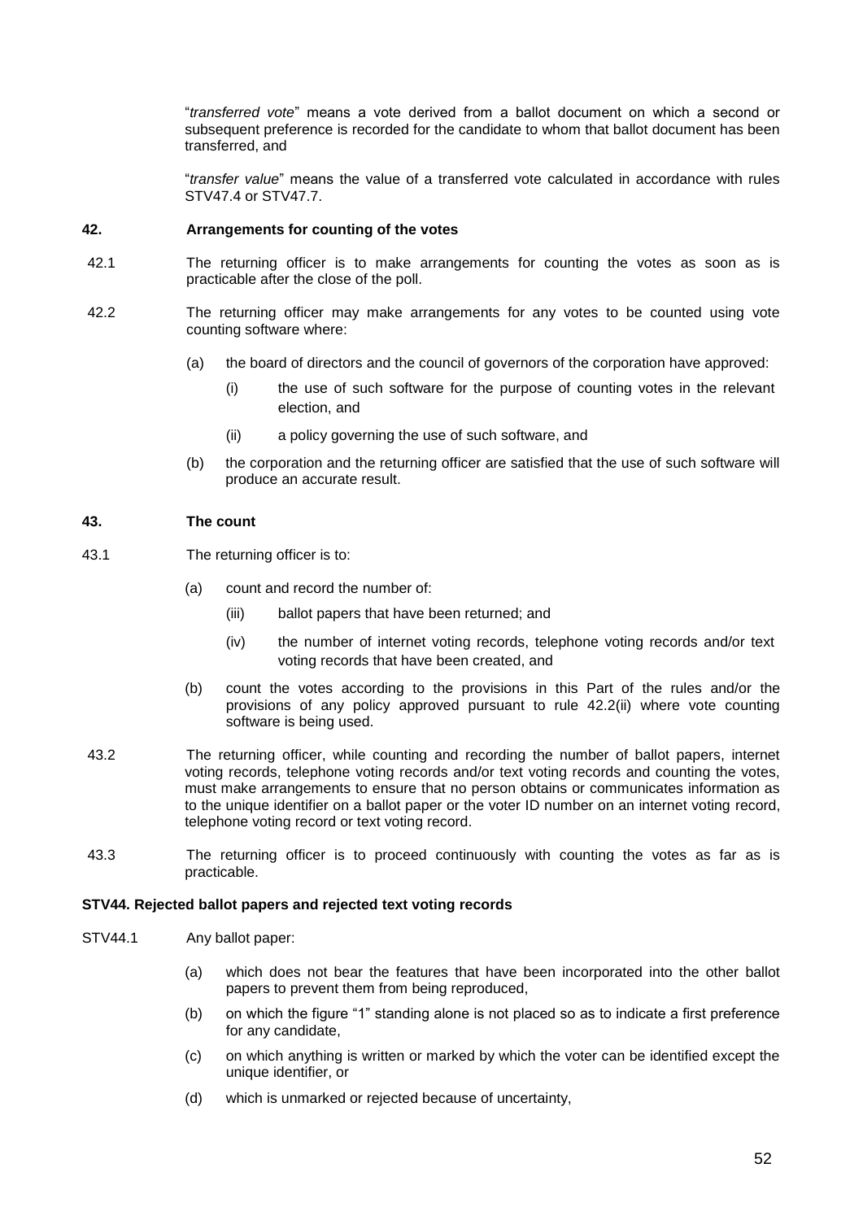"*transferred vote*" means a vote derived from a ballot document on which a second or subsequent preference is recorded for the candidate to whom that ballot document has been transferred, and

"*transfer value*" means the value of a transferred vote calculated in accordance with rules STV47.4 or STV47.7.

**42. Arrangements for counting of the votes**

42.1 The returning officer is to make arrangements for counting the votes as soon as is practicable after the close of the poll.

42.2 The returning officer may make arrangements for any votes to be counted using vote counting software where:

(a) the board of directors and the council of governors of the corporation have approved:

(i) the use of such software for the purpose of counting votes in the relevant election, and

(ii) a policy governing the use of such software, and

(b) the corporation and the returning officer are satisfied that the use of such software will produce an accurate result.

**43. The count**

43.1 The returning officer is to:

(a) count and record the number of:

(iii) ballot papers that have been returned; and

(iv) the number of internet voting records, telephone voting records and/or text voting records that have been created, and

(b) count the votes according to the provisions in this Part of the rules and/or the provisions of any policy approved pursuant to rule 42.2(ii) where vote counting software is being used.

43.2 The returning officer, while counting and recording the number of ballot papers, internet voting records, telephone voting records and/or text voting records and counting the votes, must make arrangements to ensure that no person obtains or communicates information as to the unique identifier on a ballot paper or the voter ID number on an internet voting record, telephone voting record or text voting record.

43.3 The returning officer is to proceed continuously with counting the votes as far as is practicable.

**STV44. Rejected ballot papers and rejected text voting records**

STV44.1 Any ballot paper:

(a) which does not bear the features that have been incorporated into the other ballot papers to prevent them from being reproduced,

(b) on which the figure "1" standing alone is not placed so as to indicate a first preference for any candidate,

(c) on which anything is written or marked by which the voter can be identified except the unique identifier, or

(d) which is unmarked or rejected because of uncertainty,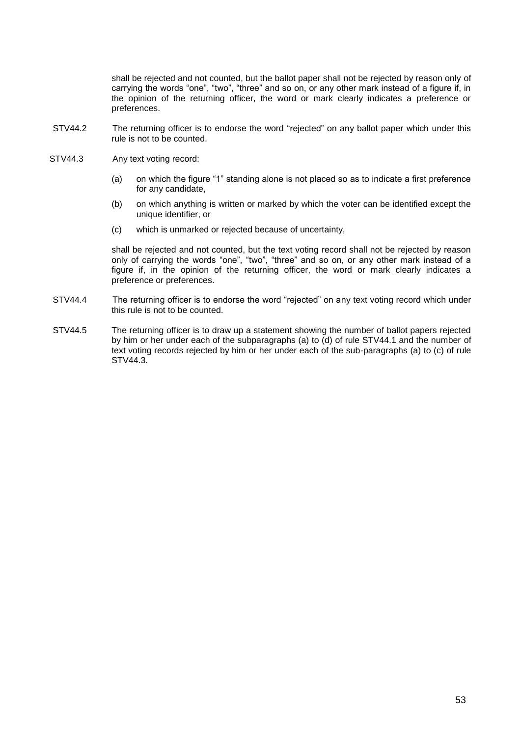shall be rejected and not counted, but the ballot paper shall not be rejected by reason only of carrying the words "one", "two", "three" and so on, or any other mark instead of a figure if, in the opinion of the returning officer, the word or mark clearly indicates a preference or preferences.

STV44.2 The returning officer is to endorse the word "rejected" on any ballot paper which under this rule is not to be counted.

STV44.3 Any text voting record:

(a) on which the figure "1" standing alone is not placed so as to indicate a first preference for any candidate,

(b) on which anything is written or marked by which the voter can be identified except the unique identifier, or

(c) which is unmarked or rejected because of uncertainty,

shall be rejected and not counted, but the text voting record shall not be rejected by reason only of carrying the words "one", "two", "three" and so on, or any other mark instead of a figure if, in the opinion of the returning officer, the word or mark clearly indicates a preference or preferences.

STV44.4 The returning officer is to endorse the word "rejected" on any text voting record which under this rule is not to be counted.

STV44.5 The returning officer is to draw up a statement showing the number of ballot papers rejected by him or her under each of the subparagraphs (a) to (d) of rule STV44.1 and the number of text voting records rejected by him or her under each of the sub-paragraphs (a) to (c) of rule STV44.3.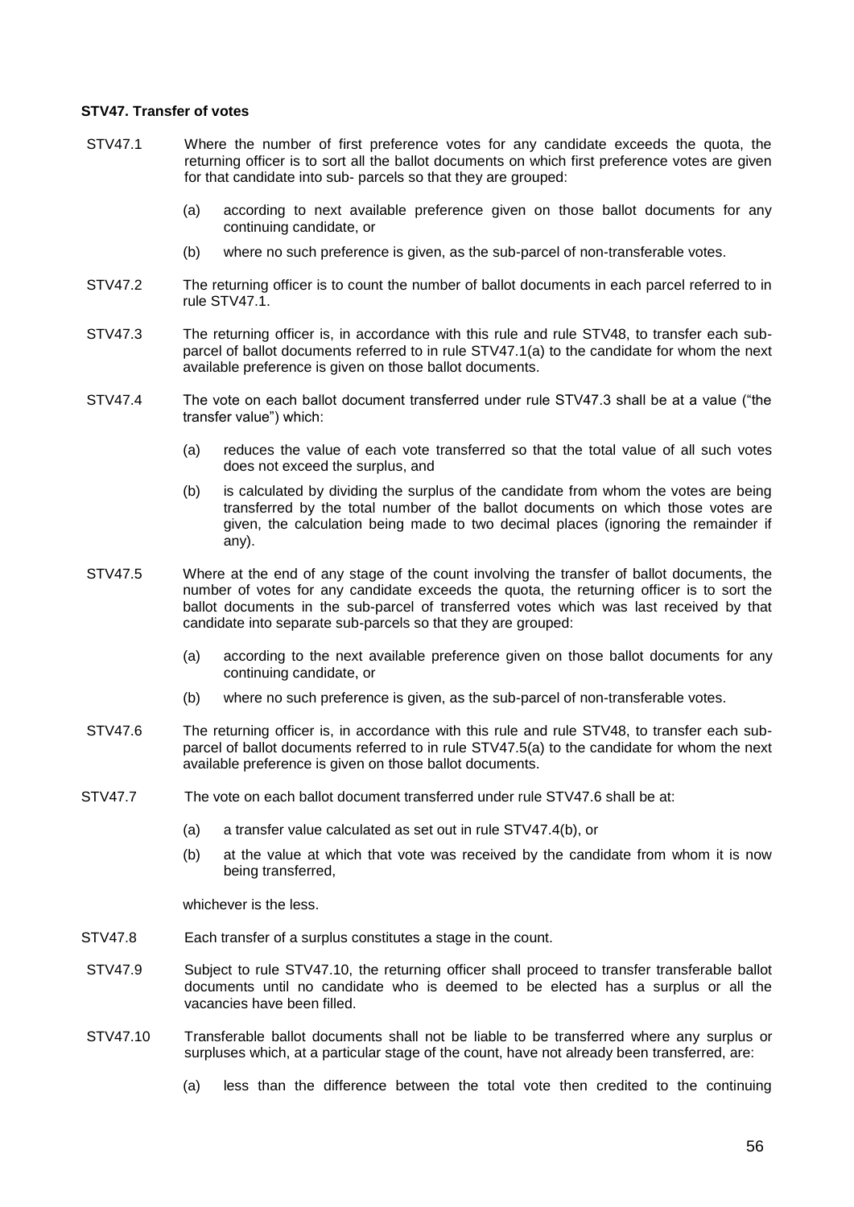**STV47. Transfer of votes**

STV47.1 Where the number of first preference votes for any candidate exceeds the quota, the returning officer is to sort all the ballot documents on which first preference votes are given for that candidate into sub- parcels so that they are grouped:

- (a) according to next available preference given on those ballot documents for any continuing candidate, or
- (b) where no such preference is given, as the sub-parcel of non-transferable votes.

STV47.2 The returning officer is to count the number of ballot documents in each parcel referred to in rule STV47.1.

STV47.3 The returning officer is, in accordance with this rule and rule STV48, to transfer each sub-parcel of ballot documents referred to in rule STV47.1(a) to the candidate for whom the next available preference is given on those ballot documents.

STV47.4 The vote on each ballot document transferred under rule STV47.3 shall be at a value ("the transfer value") which:

- (a) reduces the value of each vote transferred so that the total value of all such votes does not exceed the surplus, and
- (b) is calculated by dividing the surplus of the candidate from whom the votes are being transferred by the total number of the ballot documents on which those votes are given, the calculation being made to two decimal places (ignoring the remainder if any).

STV47.5 Where at the end of any stage of the count involving the transfer of ballot documents, the number of votes for any candidate exceeds the quota, the returning officer is to sort the ballot documents in the sub-parcel of transferred votes which was last received by that candidate into separate sub-parcels so that they are grouped:

- (a) according to the next available preference given on those ballot documents for any continuing candidate, or
- (b) where no such preference is given, as the sub-parcel of non-transferable votes.

STV47.6 The returning officer is, in accordance with this rule and rule STV48, to transfer each sub-parcel of ballot documents referred to in rule STV47.5(a) to the candidate for whom the next available preference is given on those ballot documents.

STV47.7 The vote on each ballot document transferred under rule STV47.6 shall be at:

- (a) a transfer value calculated as set out in rule STV47.4(b), or
- (b) at the value at which that vote was received by the candidate from whom it is now being transferred,

whichever is the less.

STV47.8 Each transfer of a surplus constitutes a stage in the count.

STV47.9 Subject to rule STV47.10, the returning officer shall proceed to transfer transferable ballot documents until no candidate who is deemed to be elected has a surplus or all the vacancies have been filled.

STV47.10 Transferable ballot documents shall not be liable to be transferred where any surplus or surpluses which, at a particular stage of the count, have not already been transferred, are:

- (a) less than the difference between the total vote then credited to the continuing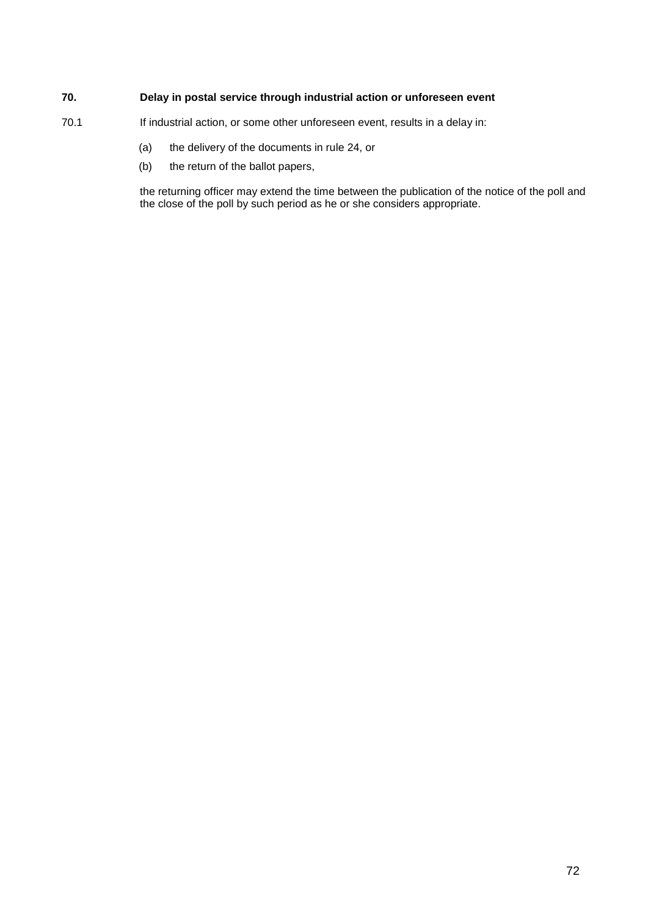## 70. Delay in postal service through industrial action or unforeseen event

70.1 If industrial action, or some other unforeseen event, results in a delay in:

(a) the delivery of the documents in rule 24, or

(b) the return of the ballot papers,

the returning officer may extend the time between the publication of the notice of the poll and the close of the poll by such period as he or she considers appropriate.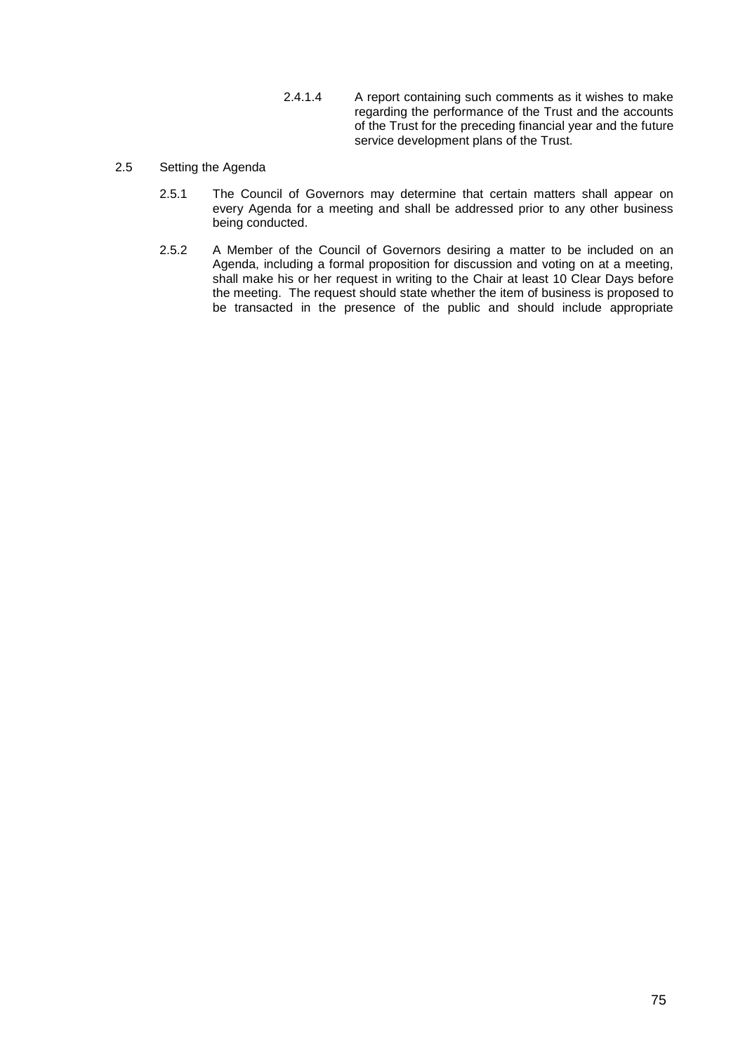2.4.1.4 A report containing such comments as it wishes to make regarding the performance of the Trust and the accounts of the Trust for the preceding financial year and the future service development plans of the Trust.

2.5 Setting the Agenda

2.5.1 The Council of Governors may determine that certain matters shall appear on every Agenda for a meeting and shall be addressed prior to any other business being conducted.

2.5.2 A Member of the Council of Governors desiring a matter to be included on an Agenda, including a formal proposition for discussion and voting on at a meeting, shall make his or her request in writing to the Chair at least 10 Clear Days before the meeting. The request should state whether the item of business is proposed to be transacted in the presence of the public and should include appropriate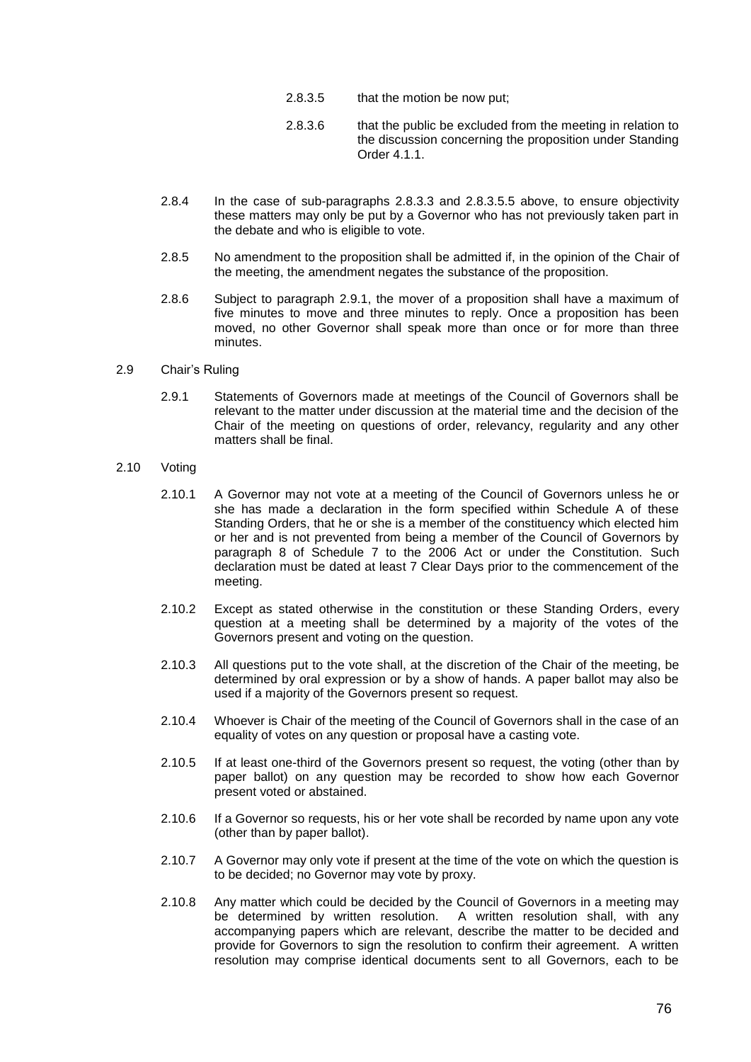2.8.3.5 that the motion be now put;

2.8.3.6 that the public be excluded from the meeting in relation to the discussion concerning the proposition under Standing Order 4.1.1.

2.8.4 In the case of sub-paragraphs 2.8.3.3 and 2.8.3.5.5 above, to ensure objectivity these matters may only be put by a Governor who has not previously taken part in the debate and who is eligible to vote.

2.8.5 No amendment to the proposition shall be admitted if, in the opinion of the Chair of the meeting, the amendment negates the substance of the proposition.

2.8.6 Subject to paragraph 2.9.1, the mover of a proposition shall have a maximum of five minutes to move and three minutes to reply. Once a proposition has been moved, no other Governor shall speak more than once or for more than three minutes.

2.9 Chair's Ruling

2.9.1 Statements of Governors made at meetings of the Council of Governors shall be relevant to the matter under discussion at the material time and the decision of the Chair of the meeting on questions of order, relevancy, regularity and any other matters shall be final.

2.10 Voting

2.10.1 A Governor may not vote at a meeting of the Council of Governors unless he or she has made a declaration in the form specified within Schedule A of these Standing Orders, that he or she is a member of the constituency which elected him or her and is not prevented from being a member of the Council of Governors by paragraph 8 of Schedule 7 to the 2006 Act or under the Constitution. Such declaration must be dated at least 7 Clear Days prior to the commencement of the meeting.

2.10.2 Except as stated otherwise in the constitution or these Standing Orders, every question at a meeting shall be determined by a majority of the votes of the Governors present and voting on the question.

2.10.3 All questions put to the vote shall, at the discretion of the Chair of the meeting, be determined by oral expression or by a show of hands. A paper ballot may also be used if a majority of the Governors present so request.

2.10.4 Whoever is Chair of the meeting of the Council of Governors shall in the case of an equality of votes on any question or proposal have a casting vote.

2.10.5 If at least one-third of the Governors present so request, the voting (other than by paper ballot) on any question may be recorded to show how each Governor present voted or abstained.

2.10.6 If a Governor so requests, his or her vote shall be recorded by name upon any vote (other than by paper ballot).

2.10.7 A Governor may only vote if present at the time of the vote on which the question is to be decided; no Governor may vote by proxy.

2.10.8 Any matter which could be decided by the Council of Governors in a meeting may be determined by written resolution. A written resolution shall, with any accompanying papers which are relevant, describe the matter to be decided and provide for Governors to sign the resolution to confirm their agreement. A written resolution may comprise identical documents sent to all Governors, each to be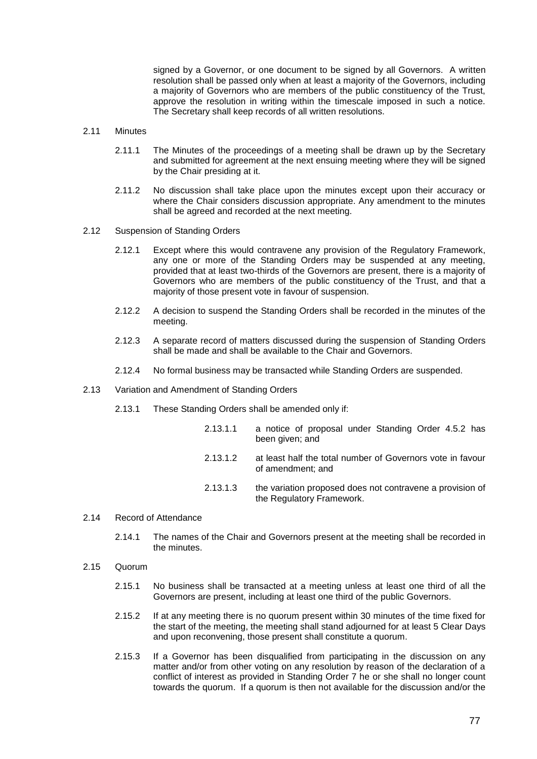signed by a Governor, or one document to be signed by all Governors. A written resolution shall be passed only when at least a majority of the Governors, including a majority of Governors who are members of the public constituency of the Trust, approve the resolution in writing within the timescale imposed in such a notice. The Secretary shall keep records of all written resolutions.

2.11 Minutes

2.11.1 The Minutes of the proceedings of a meeting shall be drawn up by the Secretary and submitted for agreement at the next ensuing meeting where they will be signed by the Chair presiding at it.

2.11.2 No discussion shall take place upon the minutes except upon their accuracy or where the Chair considers discussion appropriate. Any amendment to the minutes shall be agreed and recorded at the next meeting.

2.12 Suspension of Standing Orders

2.12.1 Except where this would contravene any provision of the Regulatory Framework, any one or more of the Standing Orders may be suspended at any meeting, provided that at least two-thirds of the Governors are present, there is a majority of Governors who are members of the public constituency of the Trust, and that a majority of those present vote in favour of suspension.

2.12.2 A decision to suspend the Standing Orders shall be recorded in the minutes of the meeting.

2.12.3 A separate record of matters discussed during the suspension of Standing Orders shall be made and shall be available to the Chair and Governors.

2.12.4 No formal business may be transacted while Standing Orders are suspended.

2.13 Variation and Amendment of Standing Orders

2.13.1 These Standing Orders shall be amended only if:

2.13.1.1 a notice of proposal under Standing Order 4.5.2 has been given; and

2.13.1.2 at least half the total number of Governors vote in favour of amendment; and

2.13.1.3 the variation proposed does not contravene a provision of the Regulatory Framework.

2.14 Record of Attendance

2.14.1 The names of the Chair and Governors present at the meeting shall be recorded in the minutes.

2.15 Quorum

2.15.1 No business shall be transacted at a meeting unless at least one third of all the Governors are present, including at least one third of the public Governors.

2.15.2 If at any meeting there is no quorum present within 30 minutes of the time fixed for the start of the meeting, the meeting shall stand adjourned for at least 5 Clear Days and upon reconvening, those present shall constitute a quorum.

2.15.3 If a Governor has been disqualified from participating in the discussion on any matter and/or from other voting on any resolution by reason of the declaration of a conflict of interest as provided in Standing Order 7 he or she shall no longer count towards the quorum. If a quorum is then not available for the discussion and/or the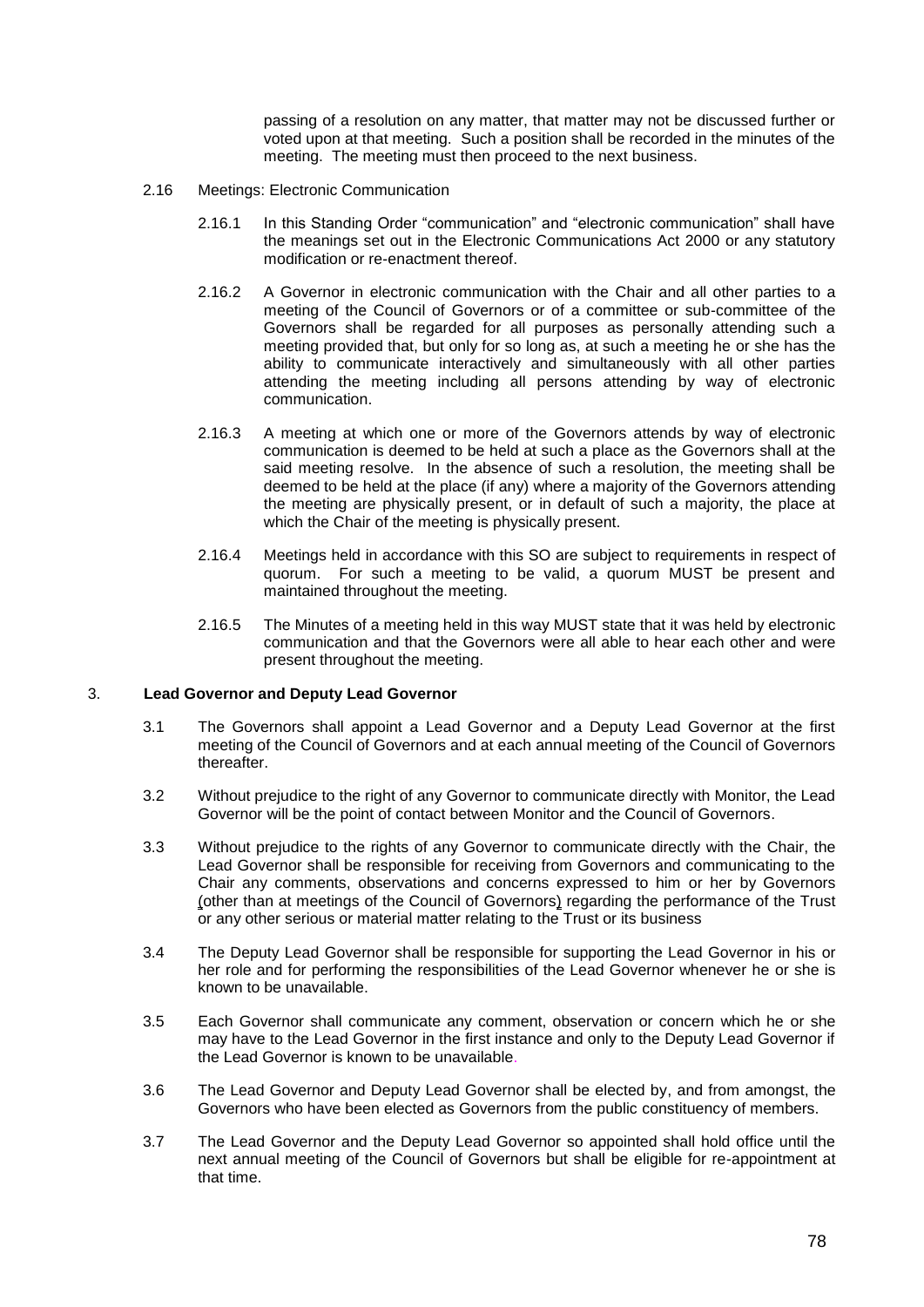passing of a resolution on any matter, that matter may not be discussed further or voted upon at that meeting. Such a position shall be recorded in the minutes of the meeting. The meeting must then proceed to the next business.

2.16 Meetings: Electronic Communication

2.16.1 In this Standing Order "communication" and "electronic communication" shall have the meanings set out in the Electronic Communications Act 2000 or any statutory modification or re-enactment thereof.

2.16.2 A Governor in electronic communication with the Chair and all other parties to a meeting of the Council of Governors or of a committee or sub-committee of the Governors shall be regarded for all purposes as personally attending such a meeting provided that, but only for so long as, at such a meeting he or she has the ability to communicate interactively and simultaneously with all other parties attending the meeting including all persons attending by way of electronic communication.

2.16.3 A meeting at which one or more of the Governors attends by way of electronic communication is deemed to be held at such a place as the Governors shall at the said meeting resolve. In the absence of such a resolution, the meeting shall be deemed to be held at the place (if any) where a majority of the Governors attending the meeting are physically present, or in default of such a majority, the place at which the Chair of the meeting is physically present.

2.16.4 Meetings held in accordance with this SO are subject to requirements in respect of quorum. For such a meeting to be valid, a quorum MUST be present and maintained throughout the meeting.

2.16.5 The Minutes of a meeting held in this way MUST state that it was held by electronic communication and that the Governors were all able to hear each other and were present throughout the meeting.

## 3. Lead Governor and Deputy Lead Governor

3.1 The Governors shall appoint a Lead Governor and a Deputy Lead Governor at the first meeting of the Council of Governors and at each annual meeting of the Council of Governors thereafter.

3.2 Without prejudice to the right of any Governor to communicate directly with Monitor, the Lead Governor will be the point of contact between Monitor and the Council of Governors.

3.3 Without prejudice to the rights of any Governor to communicate directly with the Chair, the Lead Governor shall be responsible for receiving from Governors and communicating to the Chair any comments, observations and concerns expressed to him or her by Governors (other than at meetings of the Council of Governors) regarding the performance of the Trust or any other serious or material matter relating to the Trust or its business

3.4 The Deputy Lead Governor shall be responsible for supporting the Lead Governor in his or her role and for performing the responsibilities of the Lead Governor whenever he or she is known to be unavailable.

3.5 Each Governor shall communicate any comment, observation or concern which he or she may have to the Lead Governor in the first instance and only to the Deputy Lead Governor if the Lead Governor is known to be unavailable.

3.6 The Lead Governor and Deputy Lead Governor shall be elected by, and from amongst, the Governors who have been elected as Governors from the public constituency of members.

3.7 The Lead Governor and the Deputy Lead Governor so appointed shall hold office until the next annual meeting of the Council of Governors but shall be eligible for re-appointment at that time.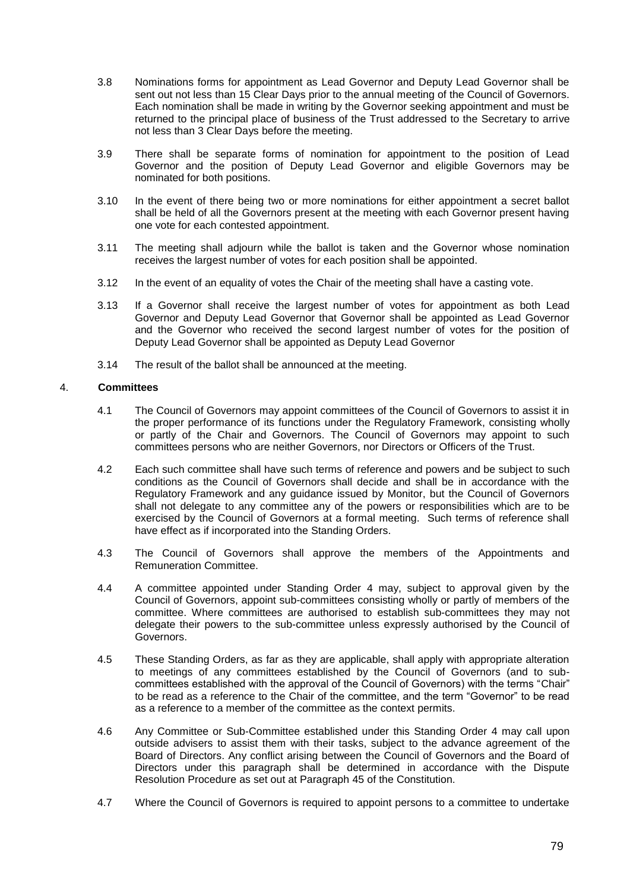3.8 Nominations forms for appointment as Lead Governor and Deputy Lead Governor shall be sent out not less than 15 Clear Days prior to the annual meeting of the Council of Governors. Each nomination shall be made in writing by the Governor seeking appointment and must be returned to the principal place of business of the Trust addressed to the Secretary to arrive not less than 3 Clear Days before the meeting.

3.9 There shall be separate forms of nomination for appointment to the position of Lead Governor and the position of Deputy Lead Governor and eligible Governors may be nominated for both positions.

3.10 In the event of there being two or more nominations for either appointment a secret ballot shall be held of all the Governors present at the meeting with each Governor present having one vote for each contested appointment.

3.11 The meeting shall adjourn while the ballot is taken and the Governor whose nomination receives the largest number of votes for each position shall be appointed.

3.12 In the event of an equality of votes the Chair of the meeting shall have a casting vote.

3.13 If a Governor shall receive the largest number of votes for appointment as both Lead Governor and Deputy Lead Governor that Governor shall be appointed as Lead Governor and the Governor who received the second largest number of votes for the position of Deputy Lead Governor shall be appointed as Deputy Lead Governor

3.14 The result of the ballot shall be announced at the meeting.

## 4. **Committees**

4.1 The Council of Governors may appoint committees of the Council of Governors to assist it in the proper performance of its functions under the Regulatory Framework, consisting wholly or partly of the Chair and Governors. The Council of Governors may appoint to such committees persons who are neither Governors, nor Directors or Officers of the Trust.

4.2 Each such committee shall have such terms of reference and powers and be subject to such conditions as the Council of Governors shall decide and shall be in accordance with the Regulatory Framework and any guidance issued by Monitor, but the Council of Governors shall not delegate to any committee any of the powers or responsibilities which are to be exercised by the Council of Governors at a formal meeting. Such terms of reference shall have effect as if incorporated into the Standing Orders.

4.3 The Council of Governors shall approve the members of the Appointments and Remuneration Committee.

4.4 A committee appointed under Standing Order 4 may, subject to approval given by the Council of Governors, appoint sub-committees consisting wholly or partly of members of the committee. Where committees are authorised to establish sub-committees they may not delegate their powers to the sub-committee unless expressly authorised by the Council of Governors.

4.5 These Standing Orders, as far as they are applicable, shall apply with appropriate alteration to meetings of any committees established by the Council of Governors (and to sub-committees established with the approval of the Council of Governors) with the terms "Chair" to be read as a reference to the Chair of the committee, and the term "Governor" to be read as a reference to a member of the committee as the context permits.

4.6 Any Committee or Sub-Committee established under this Standing Order 4 may call upon outside advisers to assist them with their tasks, subject to the advance agreement of the Board of Directors. Any conflict arising between the Council of Governors and the Board of Directors under this paragraph shall be determined in accordance with the Dispute Resolution Procedure as set out at Paragraph 45 of the Constitution.

4.7 Where the Council of Governors is required to appoint persons to a committee to undertake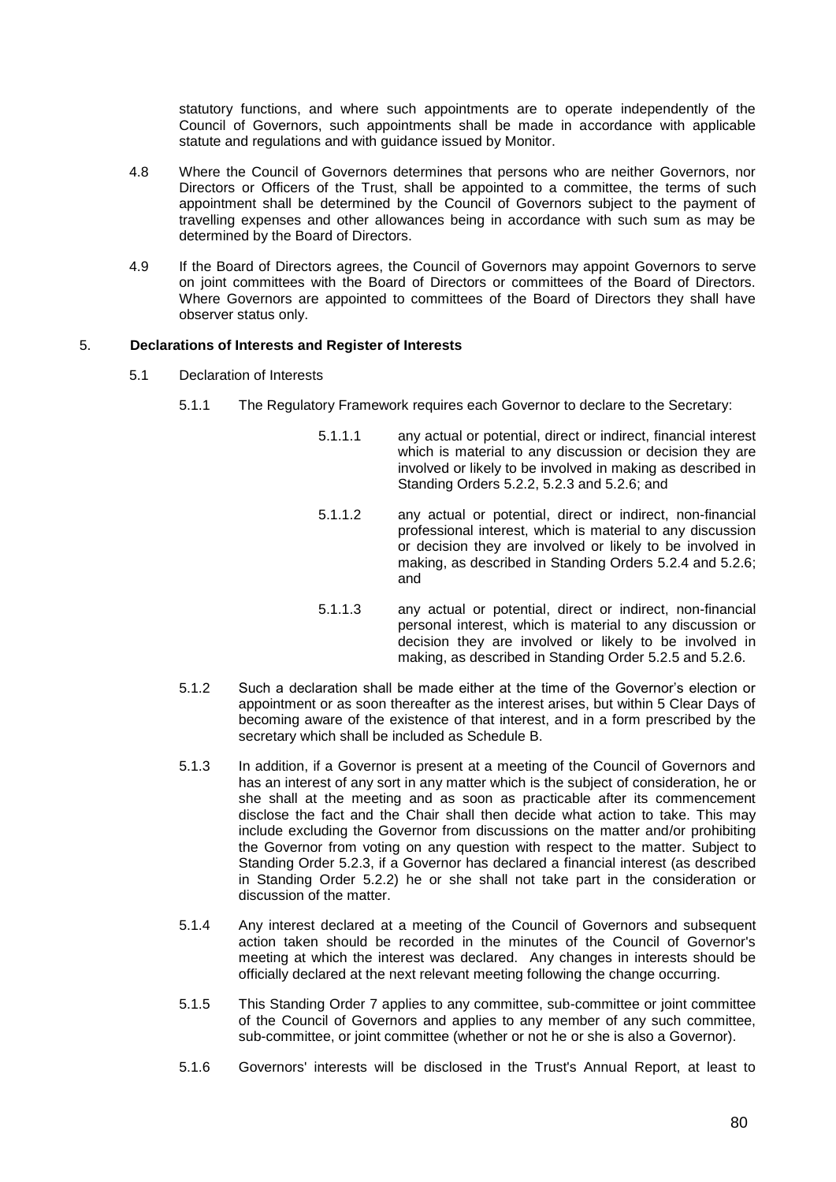statutory functions, and where such appointments are to operate independently of the Council of Governors, such appointments shall be made in accordance with applicable statute and regulations and with guidance issued by Monitor.

4.8 Where the Council of Governors determines that persons who are neither Governors, nor Directors or Officers of the Trust, shall be appointed to a committee, the terms of such appointment shall be determined by the Council of Governors subject to the payment of travelling expenses and other allowances being in accordance with such sum as may be determined by the Board of Directors.

4.9 If the Board of Directors agrees, the Council of Governors may appoint Governors to serve on joint committees with the Board of Directors or committees of the Board of Directors. Where Governors are appointed to committees of the Board of Directors they shall have observer status only.

## 5. Declarations of Interests and Register of Interests

5.1 Declaration of Interests

5.1.1 The Regulatory Framework requires each Governor to declare to the Secretary:

5.1.1.1 any actual or potential, direct or indirect, financial interest which is material to any discussion or decision they are involved or likely to be involved in making as described in Standing Orders 5.2.2, 5.2.3 and 5.2.6; and

5.1.1.2 any actual or potential, direct or indirect, non-financial professional interest, which is material to any discussion or decision they are involved or likely to be involved in making, as described in Standing Orders 5.2.4 and 5.2.6; and

5.1.1.3 any actual or potential, direct or indirect, non-financial personal interest, which is material to any discussion or decision they are involved or likely to be involved in making, as described in Standing Order 5.2.5 and 5.2.6.

5.1.2 Such a declaration shall be made either at the time of the Governor's election or appointment or as soon thereafter as the interest arises, but within 5 Clear Days of becoming aware of the existence of that interest, and in a form prescribed by the secretary which shall be included as Schedule B.

5.1.3 In addition, if a Governor is present at a meeting of the Council of Governors and has an interest of any sort in any matter which is the subject of consideration, he or she shall at the meeting and as soon as practicable after its commencement disclose the fact and the Chair shall then decide what action to take. This may include excluding the Governor from discussions on the matter and/or prohibiting the Governor from voting on any question with respect to the matter. Subject to Standing Order 5.2.3, if a Governor has declared a financial interest (as described in Standing Order 5.2.2) he or she shall not take part in the consideration or discussion of the matter.

5.1.4 Any interest declared at a meeting of the Council of Governors and subsequent action taken should be recorded in the minutes of the Council of Governor's meeting at which the interest was declared. Any changes in interests should be officially declared at the next relevant meeting following the change occurring.

5.1.5 This Standing Order 7 applies to any committee, sub-committee or joint committee of the Council of Governors and applies to any member of any such committee, sub-committee, or joint committee (whether or not he or she is also a Governor).

5.1.6 Governors' interests will be disclosed in the Trust's Annual Report, at least to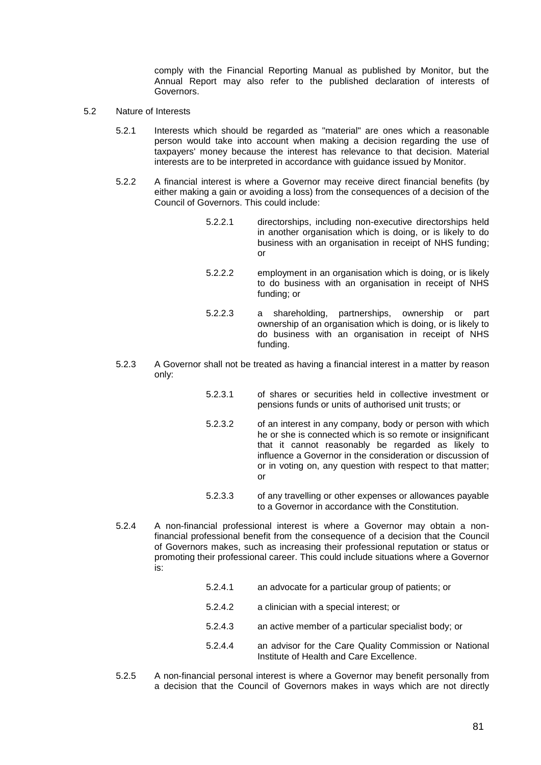comply with the Financial Reporting Manual as published by Monitor, but the Annual Report may also refer to the published declaration of interests of Governors.

5.2 Nature of Interests

5.2.1 Interests which should be regarded as "material" are ones which a reasonable person would take into account when making a decision regarding the use of taxpayers' money because the interest has relevance to that decision. Material interests are to be interpreted in accordance with guidance issued by Monitor.

5.2.2 A financial interest is where a Governor may receive direct financial benefits (by either making a gain or avoiding a loss) from the consequences of a decision of the Council of Governors. This could include:

5.2.2.1 directorships, including non-executive directorships held in another organisation which is doing, or is likely to do business with an organisation in receipt of NHS funding; or

5.2.2.2 employment in an organisation which is doing, or is likely to do business with an organisation in receipt of NHS funding; or

5.2.2.3 a shareholding, partnerships, ownership or part ownership of an organisation which is doing, or is likely to do business with an organisation in receipt of NHS funding.

5.2.3 A Governor shall not be treated as having a financial interest in a matter by reason only:

5.2.3.1 of shares or securities held in collective investment or pensions funds or units of authorised unit trusts; or

5.2.3.2 of an interest in any company, body or person with which he or she is connected which is so remote or insignificant that it cannot reasonably be regarded as likely to influence a Governor in the consideration or discussion of or in voting on, any question with respect to that matter; or

5.2.3.3 of any travelling or other expenses or allowances payable to a Governor in accordance with the Constitution.

5.2.4 A non-financial professional interest is where a Governor may obtain a non-financial professional benefit from the consequence of a decision that the Council of Governors makes, such as increasing their professional reputation or status or promoting their professional career. This could include situations where a Governor is:

5.2.4.1 an advocate for a particular group of patients; or

5.2.4.2 a clinician with a special interest; or

5.2.4.3 an active member of a particular specialist body; or

5.2.4.4 an advisor for the Care Quality Commission or National Institute of Health and Care Excellence.

5.2.5 A non-financial personal interest is where a Governor may benefit personally from a decision that the Council of Governors makes in ways which are not directly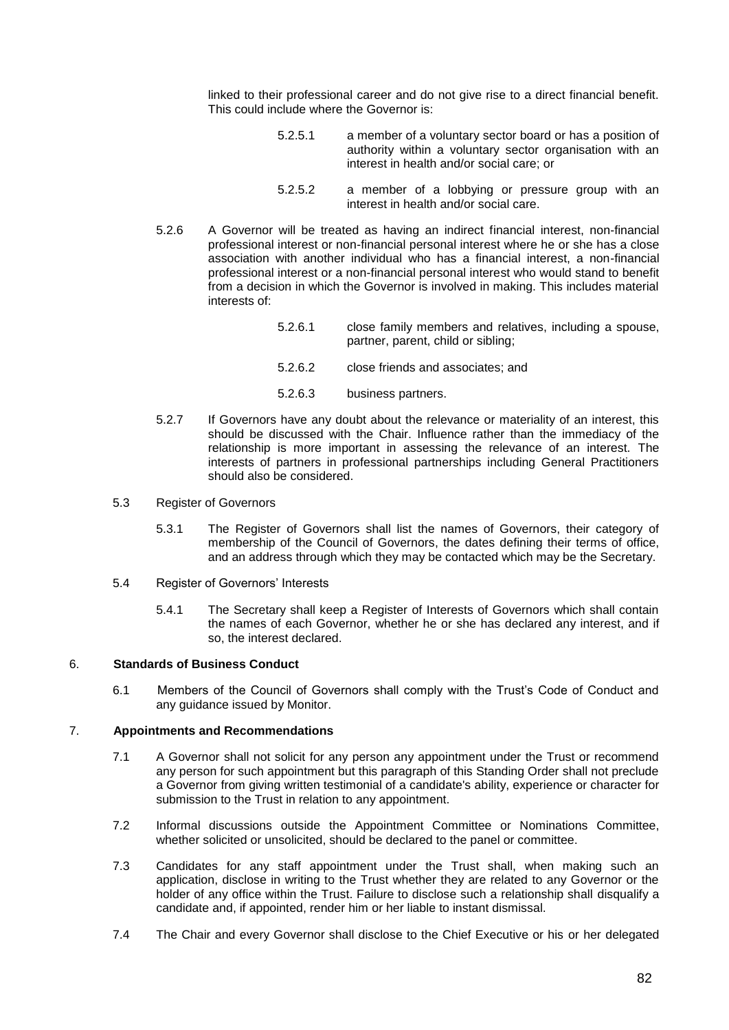linked to their professional career and do not give rise to a direct financial benefit. This could include where the Governor is:

5.2.5.1 a member of a voluntary sector board or has a position of authority within a voluntary sector organisation with an interest in health and/or social care; or

5.2.5.2 a member of a lobbying or pressure group with an interest in health and/or social care.

5.2.6 A Governor will be treated as having an indirect financial interest, non-financial professional interest or non-financial personal interest where he or she has a close association with another individual who has a financial interest, a non-financial professional interest or a non-financial personal interest who would stand to benefit from a decision in which the Governor is involved in making. This includes material interests of:

5.2.6.1 close family members and relatives, including a spouse, partner, parent, child or sibling;

5.2.6.2 close friends and associates; and

5.2.6.3 business partners.

5.2.7 If Governors have any doubt about the relevance or materiality of an interest, this should be discussed with the Chair. Influence rather than the immediacy of the relationship is more important in assessing the relevance of an interest. The interests of partners in professional partnerships including General Practitioners should also be considered.

5.3 Register of Governors

5.3.1 The Register of Governors shall list the names of Governors, their category of membership of the Council of Governors, the dates defining their terms of office, and an address through which they may be contacted which may be the Secretary.

5.4 Register of Governors' Interests

5.4.1 The Secretary shall keep a Register of Interests of Governors which shall contain the names of each Governor, whether he or she has declared any interest, and if so, the interest declared.

## 6. Standards of Business Conduct

6.1 Members of the Council of Governors shall comply with the Trust's Code of Conduct and any guidance issued by Monitor.

## 7. Appointments and Recommendations

7.1 A Governor shall not solicit for any person any appointment under the Trust or recommend any person for such appointment but this paragraph of this Standing Order shall not preclude a Governor from giving written testimonial of a candidate's ability, experience or character for submission to the Trust in relation to any appointment.

7.2 Informal discussions outside the Appointment Committee or Nominations Committee, whether solicited or unsolicited, should be declared to the panel or committee.

7.3 Candidates for any staff appointment under the Trust shall, when making such an application, disclose in writing to the Trust whether they are related to any Governor or the holder of any office within the Trust. Failure to disclose such a relationship shall disqualify a candidate and, if appointed, render him or her liable to instant dismissal.

7.4 The Chair and every Governor shall disclose to the Chief Executive or his or her delegated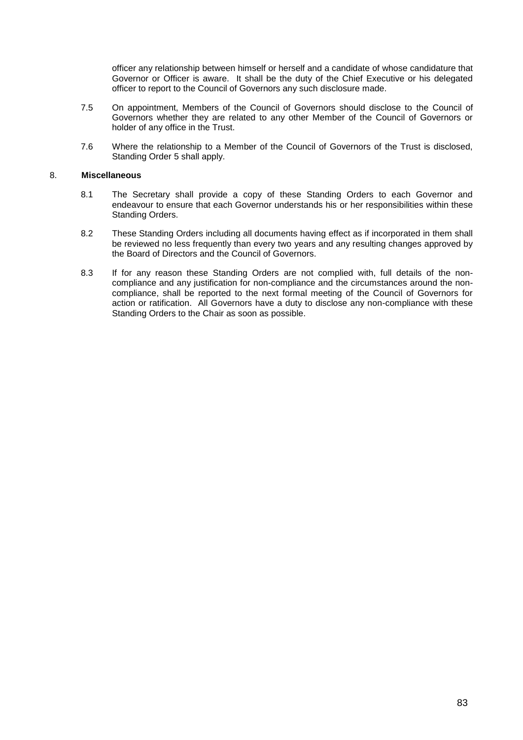officer any relationship between himself or herself and a candidate of whose candidature that Governor or Officer is aware. It shall be the duty of the Chief Executive or his delegated officer to report to the Council of Governors any such disclosure made.

7.5 On appointment, Members of the Council of Governors should disclose to the Council of Governors whether they are related to any other Member of the Council of Governors or holder of any office in the Trust.

7.6 Where the relationship to a Member of the Council of Governors of the Trust is disclosed, Standing Order 5 shall apply.

## 8. Miscellaneous

8.1 The Secretary shall provide a copy of these Standing Orders to each Governor and endeavour to ensure that each Governor understands his or her responsibilities within these Standing Orders.

8.2 These Standing Orders including all documents having effect as if incorporated in them shall be reviewed no less frequently than every two years and any resulting changes approved by the Board of Directors and the Council of Governors.

8.3 If for any reason these Standing Orders are not complied with, full details of the non-compliance and any justification for non-compliance and the circumstances around the non-compliance, shall be reported to the next formal meeting of the Council of Governors for action or ratification. All Governors have a duty to disclose any non-compliance with these Standing Orders to the Chair as soon as possible.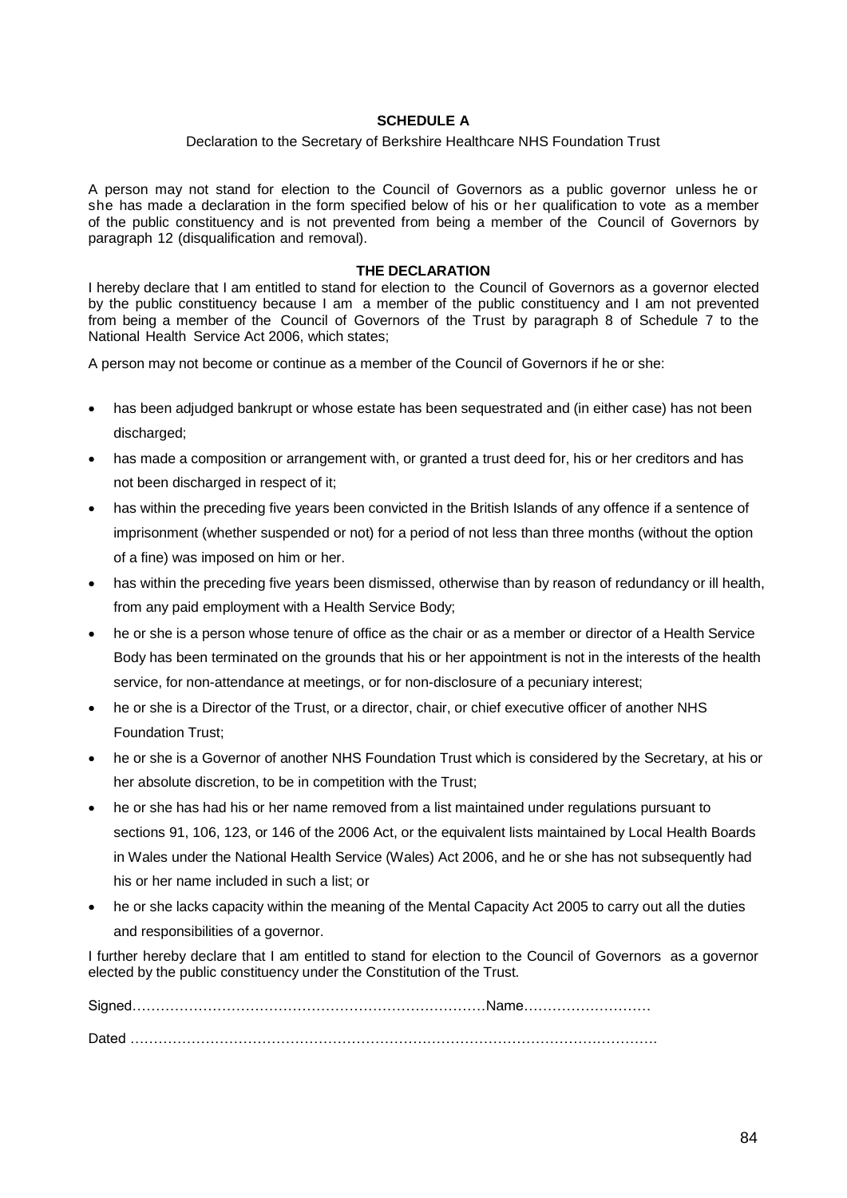**SCHEDULE A**

Declaration to the Secretary of Berkshire Healthcare NHS Foundation Trust

A person may not stand for election to the Council of Governors as a public governor unless he or she has made a declaration in the form specified below of his or her qualification to vote as a member of the public constituency and is not prevented from being a member of the Council of Governors by paragraph 12 (disqualification and removal).

**THE DECLARATION**

I hereby declare that I am entitled to stand for election to the Council of Governors as a governor elected by the public constituency because I am a member of the public constituency and I am not prevented from being a member of the Council of Governors of the Trust by paragraph 8 of Schedule 7 to the National Health Service Act 2006, which states;

A person may not become or continue as a member of the Council of Governors if he or she:

- has been adjudged bankrupt or whose estate has been sequestrated and (in either case) has not been discharged;
- has made a composition or arrangement with, or granted a trust deed for, his or her creditors and has not been discharged in respect of it;
- has within the preceding five years been convicted in the British Islands of any offence if a sentence of imprisonment (whether suspended or not) for a period of not less than three months (without the option of a fine) was imposed on him or her.
- has within the preceding five years been dismissed, otherwise than by reason of redundancy or ill health, from any paid employment with a Health Service Body;
- he or she is a person whose tenure of office as the chair or as a member or director of a Health Service Body has been terminated on the grounds that his or her appointment is not in the interests of the health service, for non-attendance at meetings, or for non-disclosure of a pecuniary interest;
- he or she is a Director of the Trust, or a director, chair, or chief executive officer of another NHS Foundation Trust;
- he or she is a Governor of another NHS Foundation Trust which is considered by the Secretary, at his or her absolute discretion, to be in competition with the Trust;
- he or she has had his or her name removed from a list maintained under regulations pursuant to sections 91, 106, 123, or 146 of the 2006 Act, or the equivalent lists maintained by Local Health Boards in Wales under the National Health Service (Wales) Act 2006, and he or she has not subsequently had his or her name included in such a list; or
- he or she lacks capacity within the meaning of the Mental Capacity Act 2005 to carry out all the duties and responsibilities of a governor.

I further hereby declare that I am entitled to stand for election to the Council of Governors as a governor elected by the public constituency under the Constitution of the Trust.

Signed…………………………………………………………………Name………………………

Dated …………………………………………………………………………………………………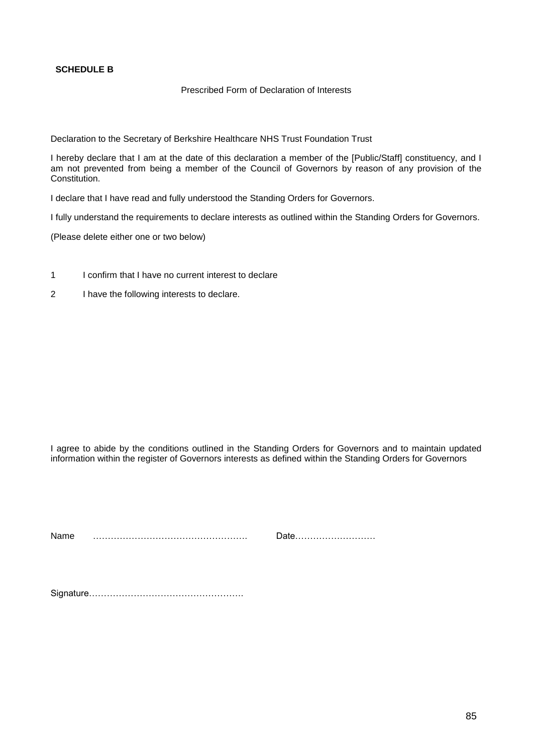**SCHEDULE B**

Prescribed Form of Declaration of Interests

Declaration to the Secretary of Berkshire Healthcare NHS Trust Foundation Trust

I hereby declare that I am at the date of this declaration a member of the [Public/Staff] constituency, and I am not prevented from being a member of the Council of Governors by reason of any provision of the Constitution.

I declare that I have read and fully understood the Standing Orders for Governors.

I fully understand the requirements to declare interests as outlined within the Standing Orders for Governors.

(Please delete either one or two below)

1 I confirm that I have no current interest to declare

2 I have the following interests to declare.

I agree to abide by the conditions outlined in the Standing Orders for Governors and to maintain updated information within the register of Governors interests as defined within the Standing Orders for Governors

Name ……………………………………………. Date………………………

Signature…………………………………………….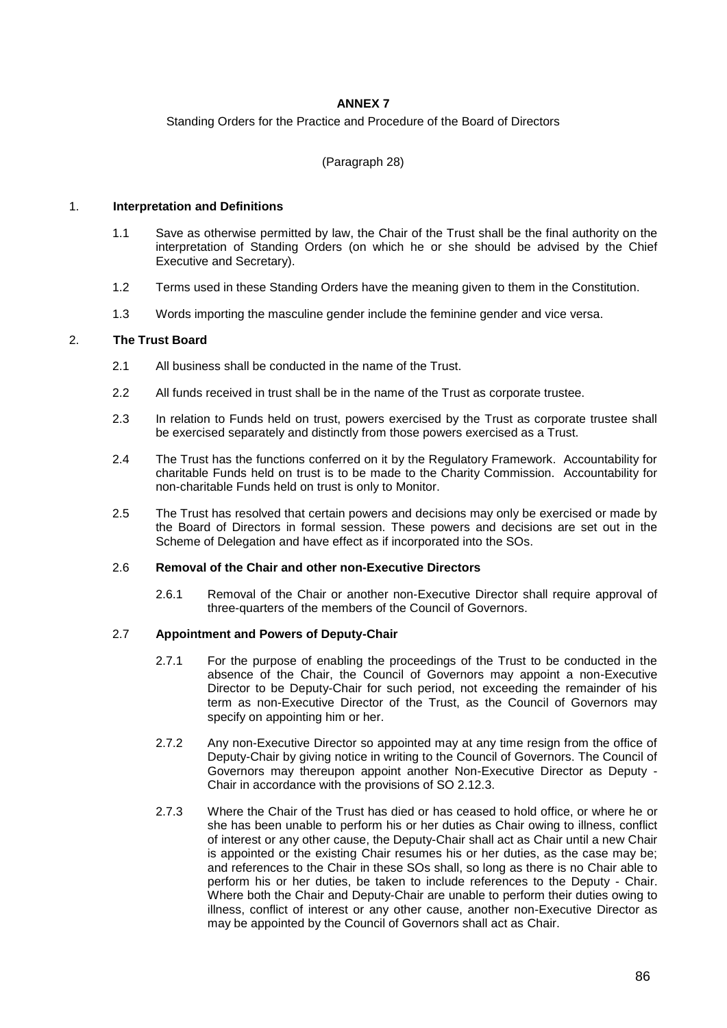**ANNEX 7**

Standing Orders for the Practice and Procedure of the Board of Directors

(Paragraph 28)

1. **Interpretation and Definitions**

   1.1 Save as otherwise permitted by law, the Chair of the Trust shall be the final authority on the interpretation of Standing Orders (on which he or she should be advised by the Chief Executive and Secretary).

   1.2 Terms used in these Standing Orders have the meaning given to them in the Constitution.

   1.3 Words importing the masculine gender include the feminine gender and vice versa.

2. **The Trust Board**

   2.1 All business shall be conducted in the name of the Trust.

   2.2 All funds received in trust shall be in the name of the Trust as corporate trustee.

   2.3 In relation to Funds held on trust, powers exercised by the Trust as corporate trustee shall be exercised separately and distinctly from those powers exercised as a Trust.

   2.4 The Trust has the functions conferred on it by the Regulatory Framework. Accountability for charitable Funds held on trust is to be made to the Charity Commission. Accountability for non-charitable Funds held on trust is only to Monitor.

   2.5 The Trust has resolved that certain powers and decisions may only be exercised or made by the Board of Directors in formal session. These powers and decisions are set out in the Scheme of Delegation and have effect as if incorporated into the SOs.

   2.6 **Removal of the Chair and other non-Executive Directors**

   2.6.1 Removal of the Chair or another non-Executive Director shall require approval of three-quarters of the members of the Council of Governors.

   2.7 **Appointment and Powers of Deputy-Chair**

   2.7.1 For the purpose of enabling the proceedings of the Trust to be conducted in the absence of the Chair, the Council of Governors may appoint a non-Executive Director to be Deputy-Chair for such period, not exceeding the remainder of his term as non-Executive Director of the Trust, as the Council of Governors may specify on appointing him or her.

   2.7.2 Any non-Executive Director so appointed may at any time resign from the office of Deputy-Chair by giving notice in writing to the Council of Governors. The Council of Governors may thereupon appoint another Non-Executive Director as Deputy - Chair in accordance with the provisions of SO 2.12.3.

   2.7.3 Where the Chair of the Trust has died or has ceased to hold office, or where he or she has been unable to perform his or her duties as Chair owing to illness, conflict of interest or any other cause, the Deputy-Chair shall act as Chair until a new Chair is appointed or the existing Chair resumes his or her duties, as the case may be; and references to the Chair in these SOs shall, so long as there is no Chair able to perform his or her duties, be taken to include references to the Deputy - Chair. Where both the Chair and Deputy-Chair are unable to perform their duties owing to illness, conflict of interest or any other cause, another non-Executive Director as may be appointed by the Council of Governors shall act as Chair.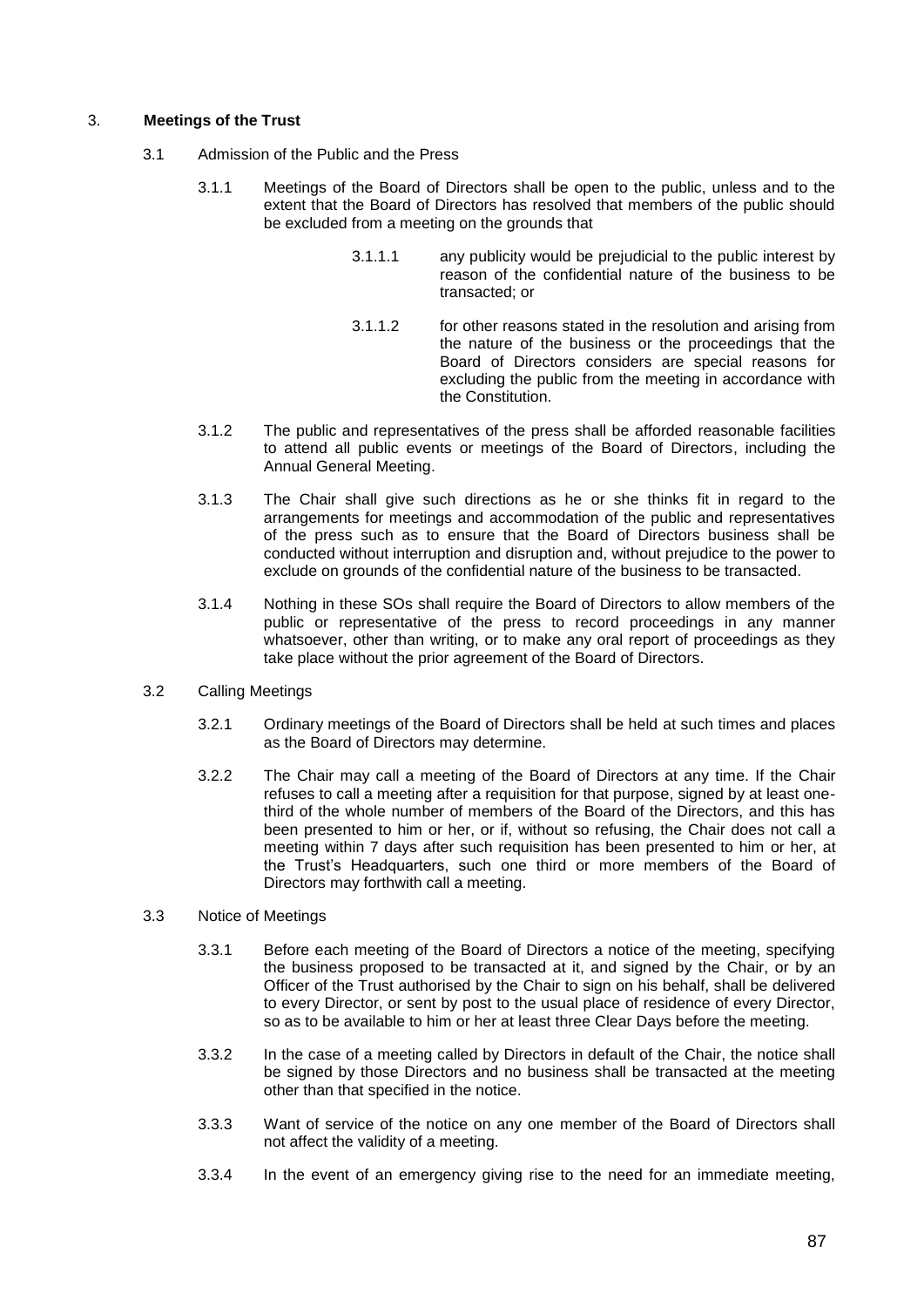## 3. **Meetings of the Trust**

3.1 Admission of the Public and the Press

3.1.1 Meetings of the Board of Directors shall be open to the public, unless and to the extent that the Board of Directors has resolved that members of the public should be excluded from a meeting on the grounds that

3.1.1.1 any publicity would be prejudicial to the public interest by reason of the confidential nature of the business to be transacted; or

3.1.1.2 for other reasons stated in the resolution and arising from the nature of the business or the proceedings that the Board of Directors considers are special reasons for excluding the public from the meeting in accordance with the Constitution.

3.1.2 The public and representatives of the press shall be afforded reasonable facilities to attend all public events or meetings of the Board of Directors, including the Annual General Meeting.

3.1.3 The Chair shall give such directions as he or she thinks fit in regard to the arrangements for meetings and accommodation of the public and representatives of the press such as to ensure that the Board of Directors business shall be conducted without interruption and disruption and, without prejudice to the power to exclude on grounds of the confidential nature of the business to be transacted.

3.1.4 Nothing in these SOs shall require the Board of Directors to allow members of the public or representative of the press to record proceedings in any manner whatsoever, other than writing, or to make any oral report of proceedings as they take place without the prior agreement of the Board of Directors.

3.2 Calling Meetings

3.2.1 Ordinary meetings of the Board of Directors shall be held at such times and places as the Board of Directors may determine.

3.2.2 The Chair may call a meeting of the Board of Directors at any time. If the Chair refuses to call a meeting after a requisition for that purpose, signed by at least one-third of the whole number of members of the Board of the Directors, and this has been presented to him or her, or if, without so refusing, the Chair does not call a meeting within 7 days after such requisition has been presented to him or her, at the Trust's Headquarters, such one third or more members of the Board of Directors may forthwith call a meeting.

3.3 Notice of Meetings

3.3.1 Before each meeting of the Board of Directors a notice of the meeting, specifying the business proposed to be transacted at it, and signed by the Chair, or by an Officer of the Trust authorised by the Chair to sign on his behalf, shall be delivered to every Director, or sent by post to the usual place of residence of every Director, so as to be available to him or her at least three Clear Days before the meeting.

3.3.2 In the case of a meeting called by Directors in default of the Chair, the notice shall be signed by those Directors and no business shall be transacted at the meeting other than that specified in the notice.

3.3.3 Want of service of the notice on any one member of the Board of Directors shall not affect the validity of a meeting.

3.3.4 In the event of an emergency giving rise to the need for an immediate meeting,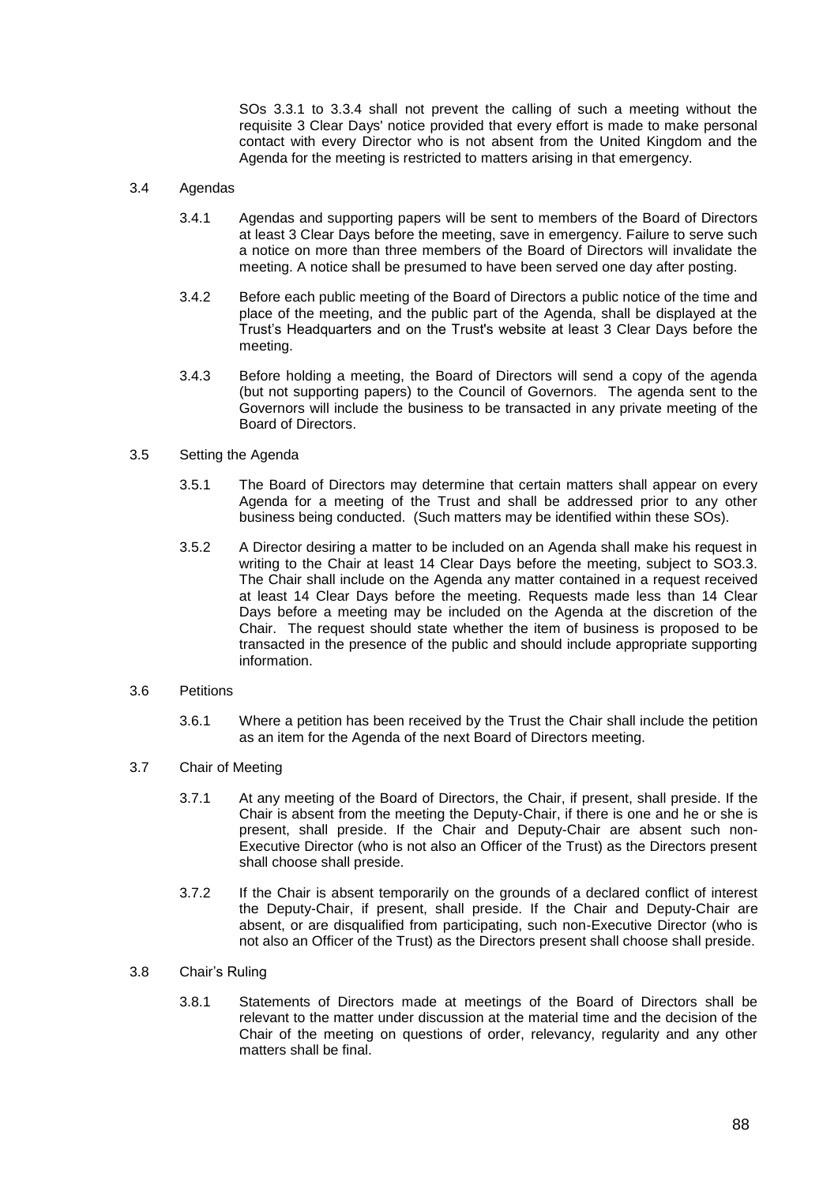SOs 3.3.1 to 3.3.4 shall not prevent the calling of such a meeting without the requisite 3 Clear Days' notice provided that every effort is made to make personal contact with every Director who is not absent from the United Kingdom and the Agenda for the meeting is restricted to matters arising in that emergency.

3.4 Agendas

3.4.1 Agendas and supporting papers will be sent to members of the Board of Directors at least 3 Clear Days before the meeting, save in emergency. Failure to serve such a notice on more than three members of the Board of Directors will invalidate the meeting. A notice shall be presumed to have been served one day after posting.

3.4.2 Before each public meeting of the Board of Directors a public notice of the time and place of the meeting, and the public part of the Agenda, shall be displayed at the Trust's Headquarters and on the Trust's website at least 3 Clear Days before the meeting.

3.4.3 Before holding a meeting, the Board of Directors will send a copy of the agenda (but not supporting papers) to the Council of Governors. The agenda sent to the Governors will include the business to be transacted in any private meeting of the Board of Directors.

3.5 Setting the Agenda

3.5.1 The Board of Directors may determine that certain matters shall appear on every Agenda for a meeting of the Trust and shall be addressed prior to any other business being conducted. (Such matters may be identified within these SOs).

3.5.2 A Director desiring a matter to be included on an Agenda shall make his request in writing to the Chair at least 14 Clear Days before the meeting, subject to SO3.3. The Chair shall include on the Agenda any matter contained in a request received at least 14 Clear Days before the meeting. Requests made less than 14 Clear Days before a meeting may be included on the Agenda at the discretion of the Chair. The request should state whether the item of business is proposed to be transacted in the presence of the public and should include appropriate supporting information.

3.6 Petitions

3.6.1 Where a petition has been received by the Trust the Chair shall include the petition as an item for the Agenda of the next Board of Directors meeting.

3.7 Chair of Meeting

3.7.1 At any meeting of the Board of Directors, the Chair, if present, shall preside. If the Chair is absent from the meeting the Deputy-Chair, if there is one and he or she is present, shall preside. If the Chair and Deputy-Chair are absent such non-Executive Director (who is not also an Officer of the Trust) as the Directors present shall choose shall preside.

3.7.2 If the Chair is absent temporarily on the grounds of a declared conflict of interest the Deputy-Chair, if present, shall preside. If the Chair and Deputy-Chair are absent, or are disqualified from participating, such non-Executive Director (who is not also an Officer of the Trust) as the Directors present shall choose shall preside.

3.8 Chair's Ruling

3.8.1 Statements of Directors made at meetings of the Board of Directors shall be relevant to the matter under discussion at the material time and the decision of the Chair of the meeting on questions of order, relevancy, regularity and any other matters shall be final.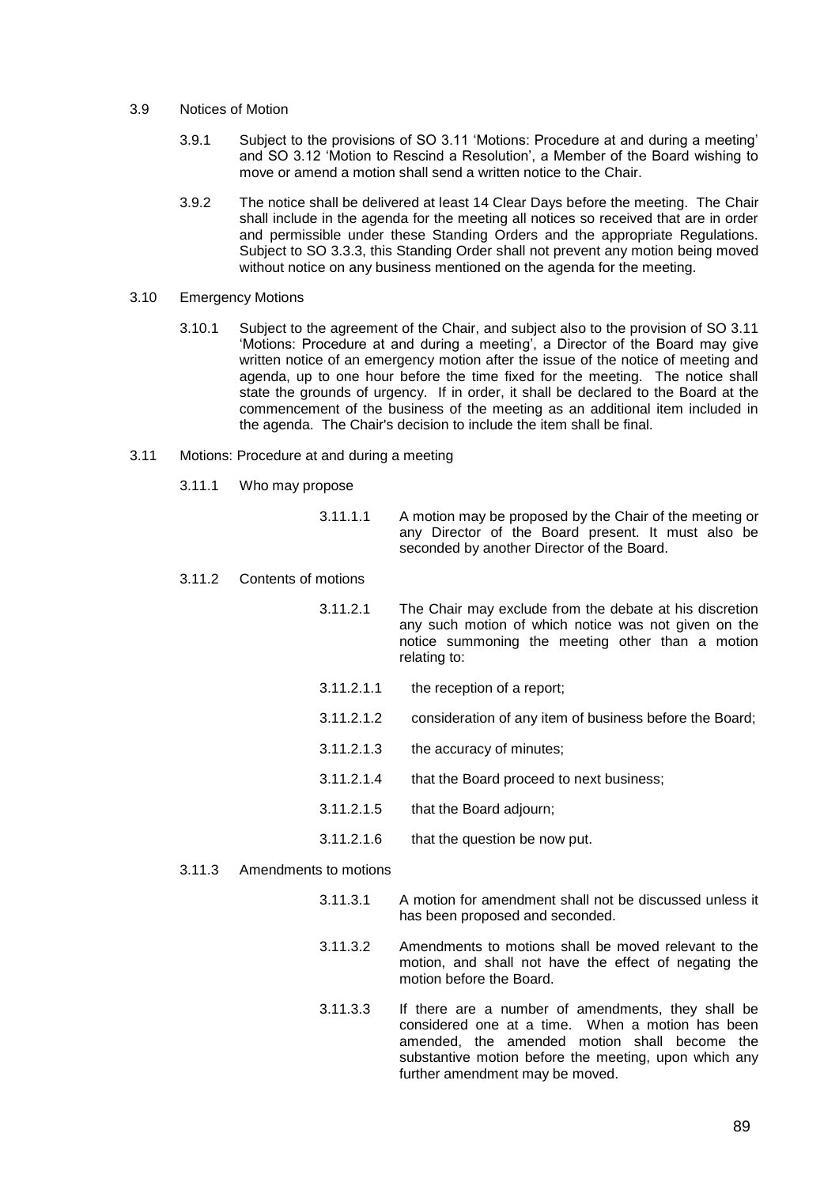3.9 Notices of Motion

3.9.1 Subject to the provisions of SO 3.11 'Motions: Procedure at and during a meeting' and SO 3.12 'Motion to Rescind a Resolution', a Member of the Board wishing to move or amend a motion shall send a written notice to the Chair.

3.9.2 The notice shall be delivered at least 14 Clear Days before the meeting. The Chair shall include in the agenda for the meeting all notices so received that are in order and permissible under these Standing Orders and the appropriate Regulations. Subject to SO 3.3.3, this Standing Order shall not prevent any motion being moved without notice on any business mentioned on the agenda for the meeting.

3.10 Emergency Motions

3.10.1 Subject to the agreement of the Chair, and subject also to the provision of SO 3.11 'Motions: Procedure at and during a meeting', a Director of the Board may give written notice of an emergency motion after the issue of the notice of meeting and agenda, up to one hour before the time fixed for the meeting. The notice shall state the grounds of urgency. If in order, it shall be declared to the Board at the commencement of the business of the meeting as an additional item included in the agenda. The Chair's decision to include the item shall be final.

3.11 Motions: Procedure at and during a meeting

3.11.1 Who may propose

3.11.1.1 A motion may be proposed by the Chair of the meeting or any Director of the Board present. It must also be seconded by another Director of the Board.

3.11.2 Contents of motions

3.11.2.1 The Chair may exclude from the debate at his discretion any such motion of which notice was not given on the notice summoning the meeting other than a motion relating to:

3.11.2.1.1 the reception of a report;

3.11.2.1.2 consideration of any item of business before the Board;

3.11.2.1.3 the accuracy of minutes;

3.11.2.1.4 that the Board proceed to next business;

3.11.2.1.5 that the Board adjourn;

3.11.2.1.6 that the question be now put.

3.11.3 Amendments to motions

3.11.3.1 A motion for amendment shall not be discussed unless it has been proposed and seconded.

3.11.3.2 Amendments to motions shall be moved relevant to the motion, and shall not have the effect of negating the motion before the Board.

3.11.3.3 If there are a number of amendments, they shall be considered one at a time. When a motion has been amended, the amended motion shall become the substantive motion before the meeting, upon which any further amendment may be moved.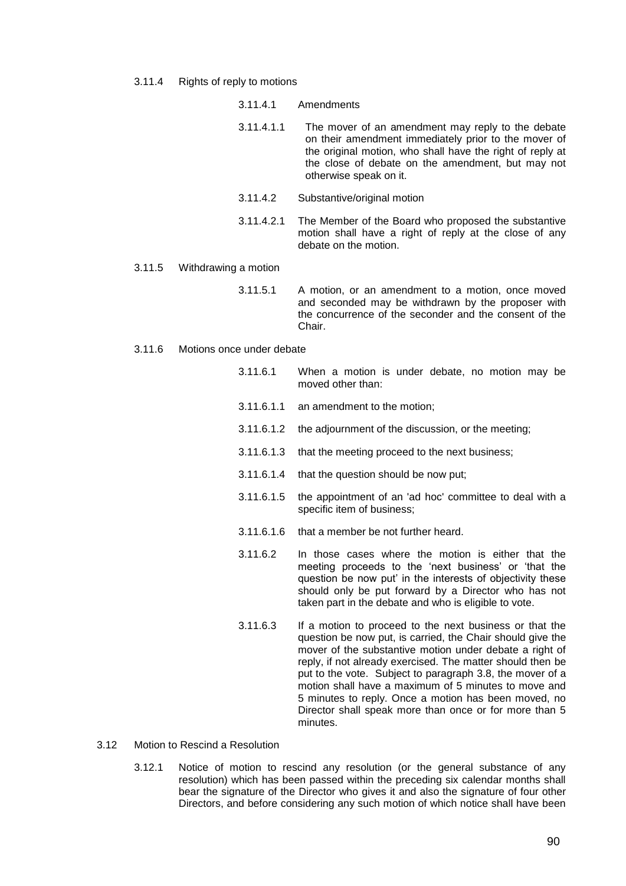3.11.4 Rights of reply to motions

3.11.4.1 Amendments

3.11.4.1.1 The mover of an amendment may reply to the debate on their amendment immediately prior to the mover of the original motion, who shall have the right of reply at the close of debate on the amendment, but may not otherwise speak on it.

3.11.4.2 Substantive/original motion

3.11.4.2.1 The Member of the Board who proposed the substantive motion shall have a right of reply at the close of any debate on the motion.

3.11.5 Withdrawing a motion

3.11.5.1 A motion, or an amendment to a motion, once moved and seconded may be withdrawn by the proposer with the concurrence of the seconder and the consent of the Chair.

3.11.6 Motions once under debate

3.11.6.1 When a motion is under debate, no motion may be moved other than:

3.11.6.1.1 an amendment to the motion;

3.11.6.1.2 the adjournment of the discussion, or the meeting;

3.11.6.1.3 that the meeting proceed to the next business;

3.11.6.1.4 that the question should be now put;

3.11.6.1.5 the appointment of an 'ad hoc' committee to deal with a specific item of business;

3.11.6.1.6 that a member be not further heard.

3.11.6.2 In those cases where the motion is either that the meeting proceeds to the 'next business' or 'that the question be now put' in the interests of objectivity these should only be put forward by a Director who has not taken part in the debate and who is eligible to vote.

3.11.6.3 If a motion to proceed to the next business or that the question be now put, is carried, the Chair should give the mover of the substantive motion under debate a right of reply, if not already exercised. The matter should then be put to the vote. Subject to paragraph 3.8, the mover of a motion shall have a maximum of 5 minutes to move and 5 minutes to reply. Once a motion has been moved, no Director shall speak more than once or for more than 5 minutes.

3.12 Motion to Rescind a Resolution

3.12.1 Notice of motion to rescind any resolution (or the general substance of any resolution) which has been passed within the preceding six calendar months shall bear the signature of the Director who gives it and also the signature of four other Directors, and before considering any such motion of which notice shall have been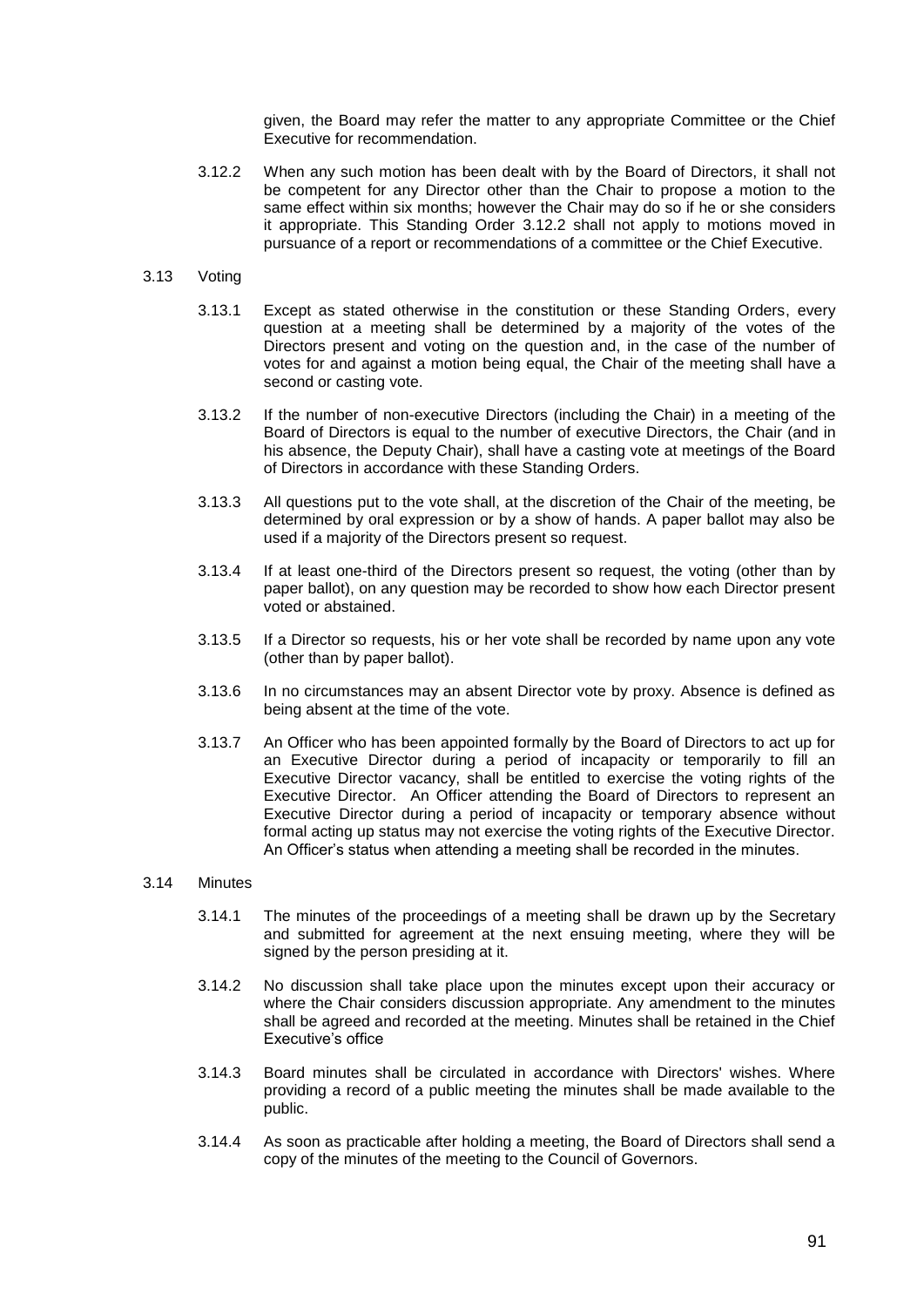given, the Board may refer the matter to any appropriate Committee or the Chief Executive for recommendation.

3.12.2 When any such motion has been dealt with by the Board of Directors, it shall not be competent for any Director other than the Chair to propose a motion to the same effect within six months; however the Chair may do so if he or she considers it appropriate. This Standing Order 3.12.2 shall not apply to motions moved in pursuance of a report or recommendations of a committee or the Chief Executive.

3.13 Voting

3.13.1 Except as stated otherwise in the constitution or these Standing Orders, every question at a meeting shall be determined by a majority of the votes of the Directors present and voting on the question and, in the case of the number of votes for and against a motion being equal, the Chair of the meeting shall have a second or casting vote.

3.13.2 If the number of non-executive Directors (including the Chair) in a meeting of the Board of Directors is equal to the number of executive Directors, the Chair (and in his absence, the Deputy Chair), shall have a casting vote at meetings of the Board of Directors in accordance with these Standing Orders.

3.13.3 All questions put to the vote shall, at the discretion of the Chair of the meeting, be determined by oral expression or by a show of hands. A paper ballot may also be used if a majority of the Directors present so request.

3.13.4 If at least one-third of the Directors present so request, the voting (other than by paper ballot), on any question may be recorded to show how each Director present voted or abstained.

3.13.5 If a Director so requests, his or her vote shall be recorded by name upon any vote (other than by paper ballot).

3.13.6 In no circumstances may an absent Director vote by proxy. Absence is defined as being absent at the time of the vote.

3.13.7 An Officer who has been appointed formally by the Board of Directors to act up for an Executive Director during a period of incapacity or temporarily to fill an Executive Director vacancy, shall be entitled to exercise the voting rights of the Executive Director. An Officer attending the Board of Directors to represent an Executive Director during a period of incapacity or temporary absence without formal acting up status may not exercise the voting rights of the Executive Director. An Officer's status when attending a meeting shall be recorded in the minutes.

3.14 Minutes

3.14.1 The minutes of the proceedings of a meeting shall be drawn up by the Secretary and submitted for agreement at the next ensuing meeting, where they will be signed by the person presiding at it.

3.14.2 No discussion shall take place upon the minutes except upon their accuracy or where the Chair considers discussion appropriate. Any amendment to the minutes shall be agreed and recorded at the meeting. Minutes shall be retained in the Chief Executive's office

3.14.3 Board minutes shall be circulated in accordance with Directors' wishes. Where providing a record of a public meeting the minutes shall be made available to the public.

3.14.4 As soon as practicable after holding a meeting, the Board of Directors shall send a copy of the minutes of the meeting to the Council of Governors.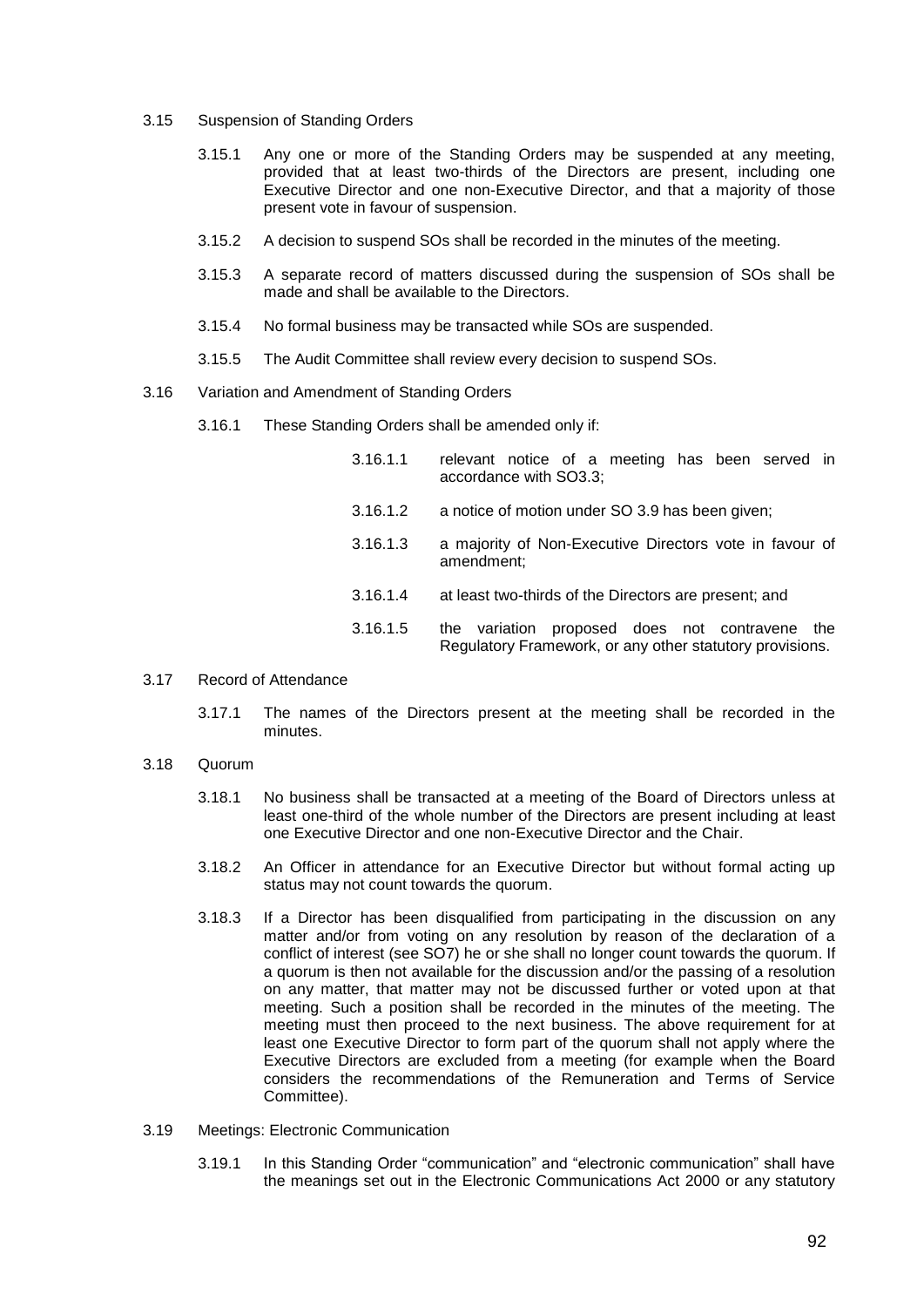3.15 Suspension of Standing Orders

3.15.1 Any one or more of the Standing Orders may be suspended at any meeting, provided that at least two-thirds of the Directors are present, including one Executive Director and one non-Executive Director, and that a majority of those present vote in favour of suspension.

3.15.2 A decision to suspend SOs shall be recorded in the minutes of the meeting.

3.15.3 A separate record of matters discussed during the suspension of SOs shall be made and shall be available to the Directors.

3.15.4 No formal business may be transacted while SOs are suspended.

3.15.5 The Audit Committee shall review every decision to suspend SOs.

3.16 Variation and Amendment of Standing Orders

3.16.1 These Standing Orders shall be amended only if:

3.16.1.1 relevant notice of a meeting has been served in accordance with SO3.3;

3.16.1.2 a notice of motion under SO 3.9 has been given;

3.16.1.3 a majority of Non-Executive Directors vote in favour of amendment;

3.16.1.4 at least two-thirds of the Directors are present; and

3.16.1.5 the variation proposed does not contravene the Regulatory Framework, or any other statutory provisions.

3.17 Record of Attendance

3.17.1 The names of the Directors present at the meeting shall be recorded in the minutes.

3.18 Quorum

3.18.1 No business shall be transacted at a meeting of the Board of Directors unless at least one-third of the whole number of the Directors are present including at least one Executive Director and one non-Executive Director and the Chair.

3.18.2 An Officer in attendance for an Executive Director but without formal acting up status may not count towards the quorum.

3.18.3 If a Director has been disqualified from participating in the discussion on any matter and/or from voting on any resolution by reason of the declaration of a conflict of interest (see SO7) he or she shall no longer count towards the quorum. If a quorum is then not available for the discussion and/or the passing of a resolution on any matter, that matter may not be discussed further or voted upon at that meeting. Such a position shall be recorded in the minutes of the meeting. The meeting must then proceed to the next business. The above requirement for at least one Executive Director to form part of the quorum shall not apply where the Executive Directors are excluded from a meeting (for example when the Board considers the recommendations of the Remuneration and Terms of Service Committee).

3.19 Meetings: Electronic Communication

3.19.1 In this Standing Order "communication" and "electronic communication" shall have the meanings set out in the Electronic Communications Act 2000 or any statutory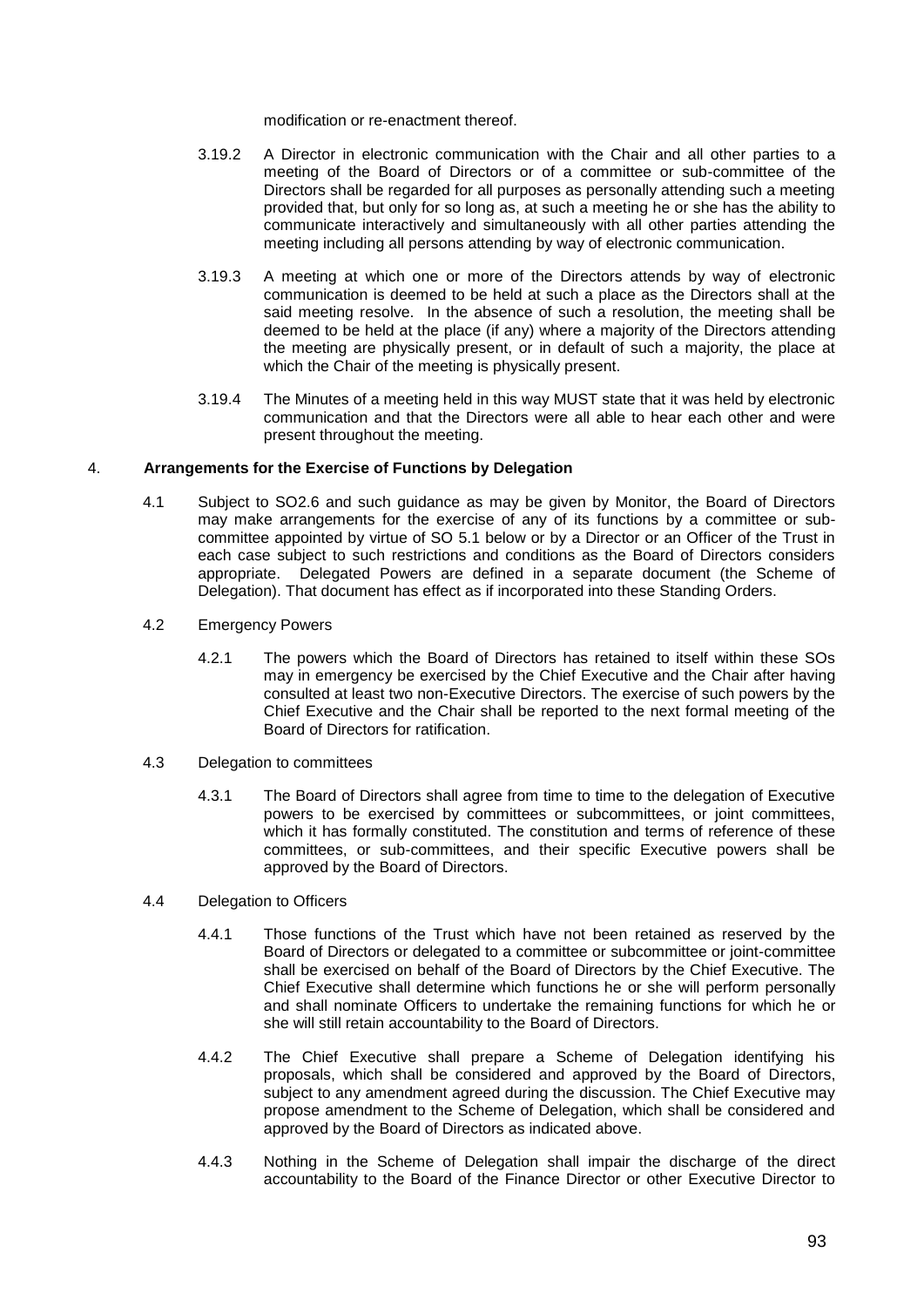modification or re-enactment thereof.

3.19.2 A Director in electronic communication with the Chair and all other parties to a meeting of the Board of Directors or of a committee or sub-committee of the Directors shall be regarded for all purposes as personally attending such a meeting provided that, but only for so long as, at such a meeting he or she has the ability to communicate interactively and simultaneously with all other parties attending the meeting including all persons attending by way of electronic communication.

3.19.3 A meeting at which one or more of the Directors attends by way of electronic communication is deemed to be held at such a place as the Directors shall at the said meeting resolve. In the absence of such a resolution, the meeting shall be deemed to be held at the place (if any) where a majority of the Directors attending the meeting are physically present, or in default of such a majority, the place at which the Chair of the meeting is physically present.

3.19.4 The Minutes of a meeting held in this way MUST state that it was held by electronic communication and that the Directors were all able to hear each other and were present throughout the meeting.

## 4. Arrangements for the Exercise of Functions by Delegation

4.1 Subject to SO2.6 and such guidance as may be given by Monitor, the Board of Directors may make arrangements for the exercise of any of its functions by a committee or sub-committee appointed by virtue of SO 5.1 below or by a Director or an Officer of the Trust in each case subject to such restrictions and conditions as the Board of Directors considers appropriate. Delegated Powers are defined in a separate document (the Scheme of Delegation). That document has effect as if incorporated into these Standing Orders.

4.2 Emergency Powers

4.2.1 The powers which the Board of Directors has retained to itself within these SOs may in emergency be exercised by the Chief Executive and the Chair after having consulted at least two non-Executive Directors. The exercise of such powers by the Chief Executive and the Chair shall be reported to the next formal meeting of the Board of Directors for ratification.

4.3 Delegation to committees

4.3.1 The Board of Directors shall agree from time to time to the delegation of Executive powers to be exercised by committees or subcommittees, or joint committees, which it has formally constituted. The constitution and terms of reference of these committees, or sub-committees, and their specific Executive powers shall be approved by the Board of Directors.

4.4 Delegation to Officers

4.4.1 Those functions of the Trust which have not been retained as reserved by the Board of Directors or delegated to a committee or subcommittee or joint-committee shall be exercised on behalf of the Board of Directors by the Chief Executive. The Chief Executive shall determine which functions he or she will perform personally and shall nominate Officers to undertake the remaining functions for which he or she will still retain accountability to the Board of Directors.

4.4.2 The Chief Executive shall prepare a Scheme of Delegation identifying his proposals, which shall be considered and approved by the Board of Directors, subject to any amendment agreed during the discussion. The Chief Executive may propose amendment to the Scheme of Delegation, which shall be considered and approved by the Board of Directors as indicated above.

4.4.3 Nothing in the Scheme of Delegation shall impair the discharge of the direct accountability to the Board of the Finance Director or other Executive Director to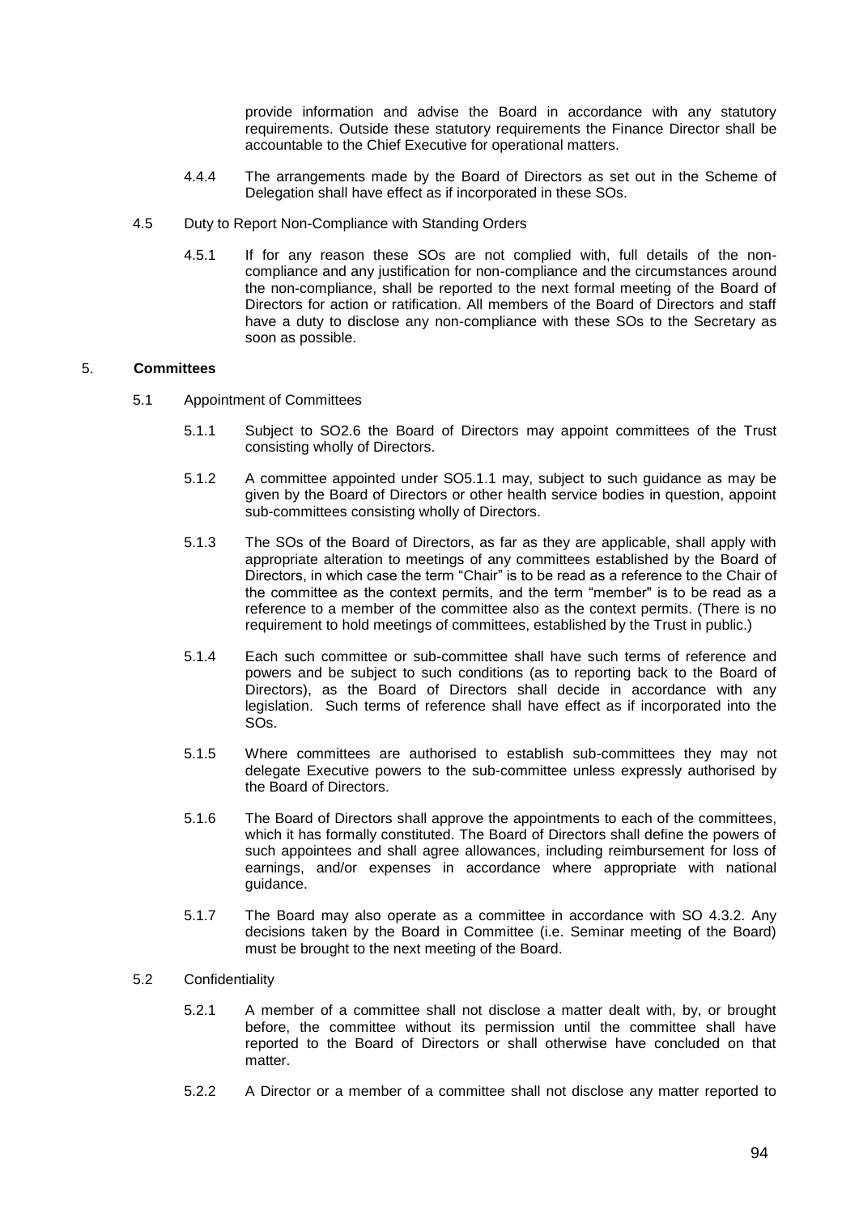provide information and advise the Board in accordance with any statutory requirements. Outside these statutory requirements the Finance Director shall be accountable to the Chief Executive for operational matters.

4.4.4 The arrangements made by the Board of Directors as set out in the Scheme of Delegation shall have effect as if incorporated in these SOs.

4.5 Duty to Report Non-Compliance with Standing Orders

4.5.1 If for any reason these SOs are not complied with, full details of the non-compliance and any justification for non-compliance and the circumstances around the non-compliance, shall be reported to the next formal meeting of the Board of Directors for action or ratification. All members of the Board of Directors and staff have a duty to disclose any non-compliance with these SOs to the Secretary as soon as possible.

## 5. **Committees**

5.1 Appointment of Committees

5.1.1 Subject to SO2.6 the Board of Directors may appoint committees of the Trust consisting wholly of Directors.

5.1.2 A committee appointed under SO5.1.1 may, subject to such guidance as may be given by the Board of Directors or other health service bodies in question, appoint sub-committees consisting wholly of Directors.

5.1.3 The SOs of the Board of Directors, as far as they are applicable, shall apply with appropriate alteration to meetings of any committees established by the Board of Directors, in which case the term "Chair" is to be read as a reference to the Chair of the committee as the context permits, and the term "member" is to be read as a reference to a member of the committee also as the context permits. (There is no requirement to hold meetings of committees, established by the Trust in public.)

5.1.4 Each such committee or sub-committee shall have such terms of reference and powers and be subject to such conditions (as to reporting back to the Board of Directors), as the Board of Directors shall decide in accordance with any legislation. Such terms of reference shall have effect as if incorporated into the SOs.

5.1.5 Where committees are authorised to establish sub-committees they may not delegate Executive powers to the sub-committee unless expressly authorised by the Board of Directors.

5.1.6 The Board of Directors shall approve the appointments to each of the committees, which it has formally constituted. The Board of Directors shall define the powers of such appointees and shall agree allowances, including reimbursement for loss of earnings, and/or expenses in accordance where appropriate with national guidance.

5.1.7 The Board may also operate as a committee in accordance with SO 4.3.2. Any decisions taken by the Board in Committee (i.e. Seminar meeting of the Board) must be brought to the next meeting of the Board.

5.2 Confidentiality

5.2.1 A member of a committee shall not disclose a matter dealt with, by, or brought before, the committee without its permission until the committee shall have reported to the Board of Directors or shall otherwise have concluded on that matter.

5.2.2 A Director or a member of a committee shall not disclose any matter reported to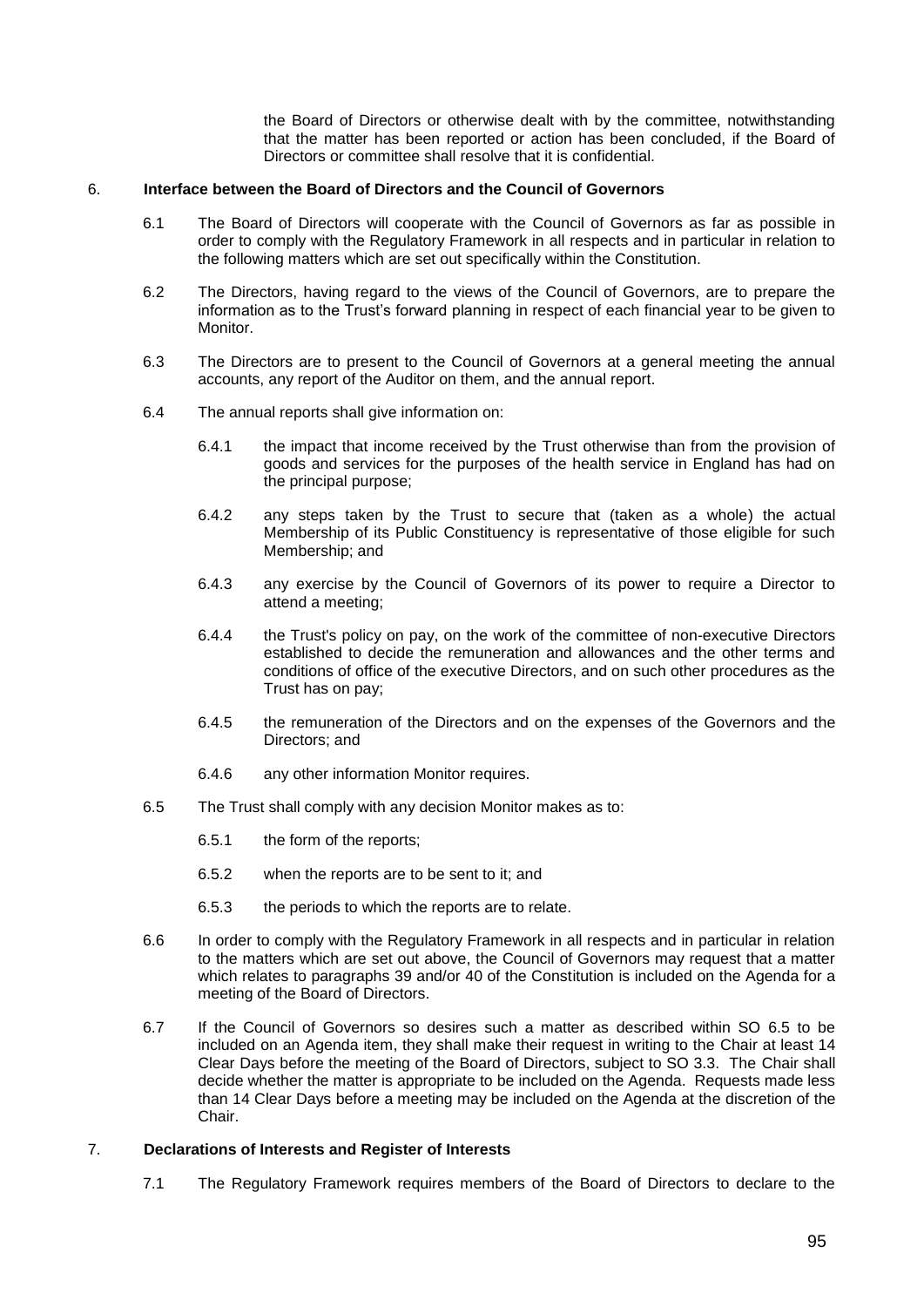the Board of Directors or otherwise dealt with by the committee, notwithstanding that the matter has been reported or action has been concluded, if the Board of Directors or committee shall resolve that it is confidential.

## 6. Interface between the Board of Directors and the Council of Governors

6.1 The Board of Directors will cooperate with the Council of Governors as far as possible in order to comply with the Regulatory Framework in all respects and in particular in relation to the following matters which are set out specifically within the Constitution.

6.2 The Directors, having regard to the views of the Council of Governors, are to prepare the information as to the Trust's forward planning in respect of each financial year to be given to Monitor.

6.3 The Directors are to present to the Council of Governors at a general meeting the annual accounts, any report of the Auditor on them, and the annual report.

6.4 The annual reports shall give information on:

6.4.1 the impact that income received by the Trust otherwise than from the provision of goods and services for the purposes of the health service in England has had on the principal purpose;

6.4.2 any steps taken by the Trust to secure that (taken as a whole) the actual Membership of its Public Constituency is representative of those eligible for such Membership; and

6.4.3 any exercise by the Council of Governors of its power to require a Director to attend a meeting;

6.4.4 the Trust's policy on pay, on the work of the committee of non-executive Directors established to decide the remuneration and allowances and the other terms and conditions of office of the executive Directors, and on such other procedures as the Trust has on pay;

6.4.5 the remuneration of the Directors and on the expenses of the Governors and the Directors; and

6.4.6 any other information Monitor requires.

6.5 The Trust shall comply with any decision Monitor makes as to:

6.5.1 the form of the reports;

6.5.2 when the reports are to be sent to it; and

6.5.3 the periods to which the reports are to relate.

6.6 In order to comply with the Regulatory Framework in all respects and in particular in relation to the matters which are set out above, the Council of Governors may request that a matter which relates to paragraphs 39 and/or 40 of the Constitution is included on the Agenda for a meeting of the Board of Directors.

6.7 If the Council of Governors so desires such a matter as described within SO 6.5 to be included on an Agenda item, they shall make their request in writing to the Chair at least 14 Clear Days before the meeting of the Board of Directors, subject to SO 3.3. The Chair shall decide whether the matter is appropriate to be included on the Agenda. Requests made less than 14 Clear Days before a meeting may be included on the Agenda at the discretion of the Chair.

## 7. Declarations of Interests and Register of Interests

7.1 The Regulatory Framework requires members of the Board of Directors to declare to the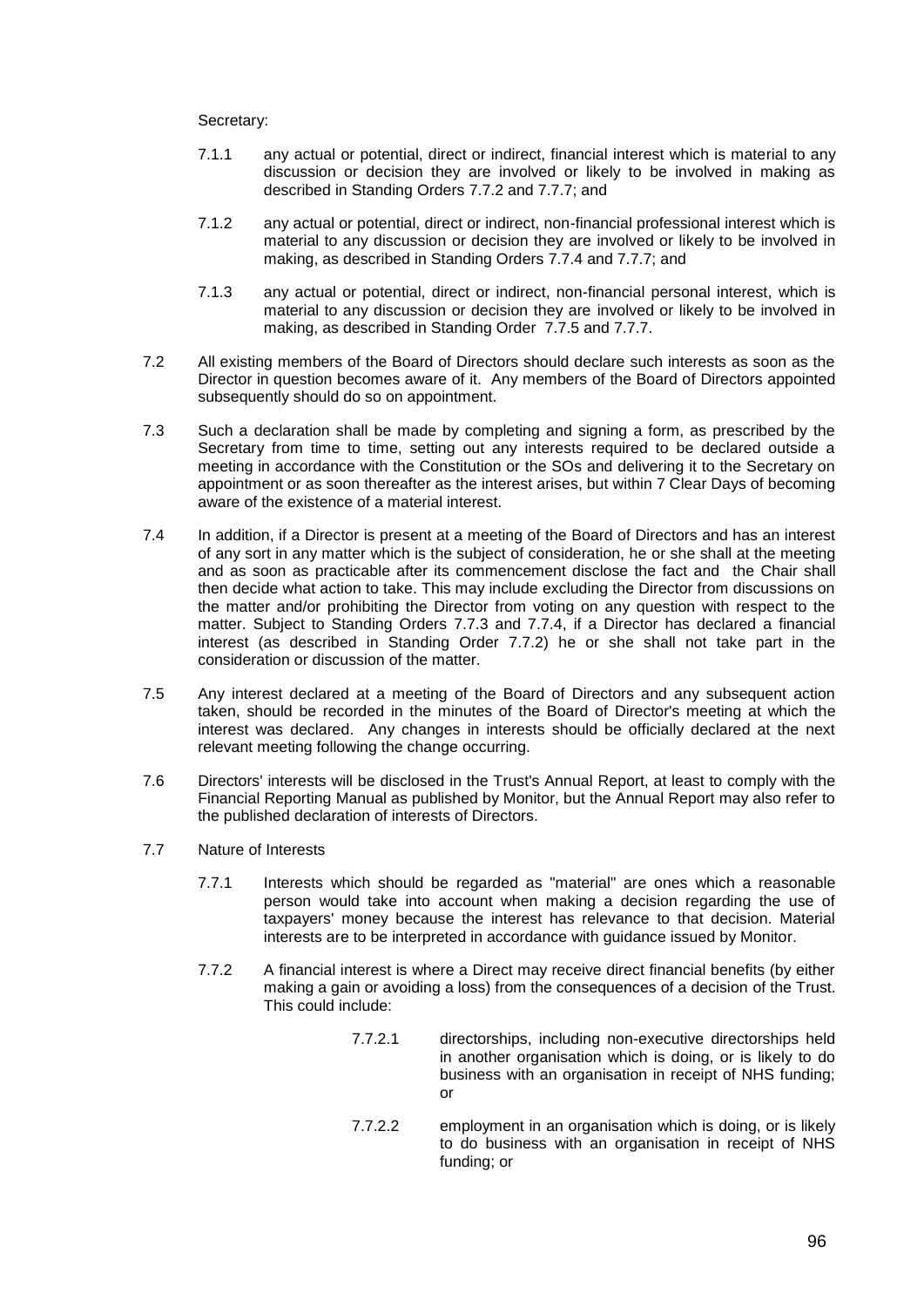Secretary:

7.1.1 any actual or potential, direct or indirect, financial interest which is material to any discussion or decision they are involved or likely to be involved in making as described in Standing Orders 7.7.2 and 7.7.7; and

7.1.2 any actual or potential, direct or indirect, non-financial professional interest which is material to any discussion or decision they are involved or likely to be involved in making, as described in Standing Orders 7.7.4 and 7.7.7; and

7.1.3 any actual or potential, direct or indirect, non-financial personal interest, which is material to any discussion or decision they are involved or likely to be involved in making, as described in Standing Order 7.7.5 and 7.7.7.

7.2 All existing members of the Board of Directors should declare such interests as soon as the Director in question becomes aware of it. Any members of the Board of Directors appointed subsequently should do so on appointment.

7.3 Such a declaration shall be made by completing and signing a form, as prescribed by the Secretary from time to time, setting out any interests required to be declared outside a meeting in accordance with the Constitution or the SOs and delivering it to the Secretary on appointment or as soon thereafter as the interest arises, but within 7 Clear Days of becoming aware of the existence of a material interest.

7.4 In addition, if a Director is present at a meeting of the Board of Directors and has an interest of any sort in any matter which is the subject of consideration, he or she shall at the meeting and as soon as practicable after its commencement disclose the fact and the Chair shall then decide what action to take. This may include excluding the Director from discussions on the matter and/or prohibiting the Director from voting on any question with respect to the matter. Subject to Standing Orders 7.7.3 and 7.7.4, if a Director has declared a financial interest (as described in Standing Order 7.7.2) he or she shall not take part in the consideration or discussion of the matter.

7.5 Any interest declared at a meeting of the Board of Directors and any subsequent action taken, should be recorded in the minutes of the Board of Director's meeting at which the interest was declared. Any changes in interests should be officially declared at the next relevant meeting following the change occurring.

7.6 Directors' interests will be disclosed in the Trust's Annual Report, at least to comply with the Financial Reporting Manual as published by Monitor, but the Annual Report may also refer to the published declaration of interests of Directors.

7.7 Nature of Interests

7.7.1 Interests which should be regarded as "material" are ones which a reasonable person would take into account when making a decision regarding the use of taxpayers' money because the interest has relevance to that decision. Material interests are to be interpreted in accordance with guidance issued by Monitor.

7.7.2 A financial interest is where a Direct may receive direct financial benefits (by either making a gain or avoiding a loss) from the consequences of a decision of the Trust. This could include:

7.7.2.1 directorships, including non-executive directorships held in another organisation which is doing, or is likely to do business with an organisation in receipt of NHS funding; or

7.7.2.2 employment in an organisation which is doing, or is likely to do business with an organisation in receipt of NHS funding; or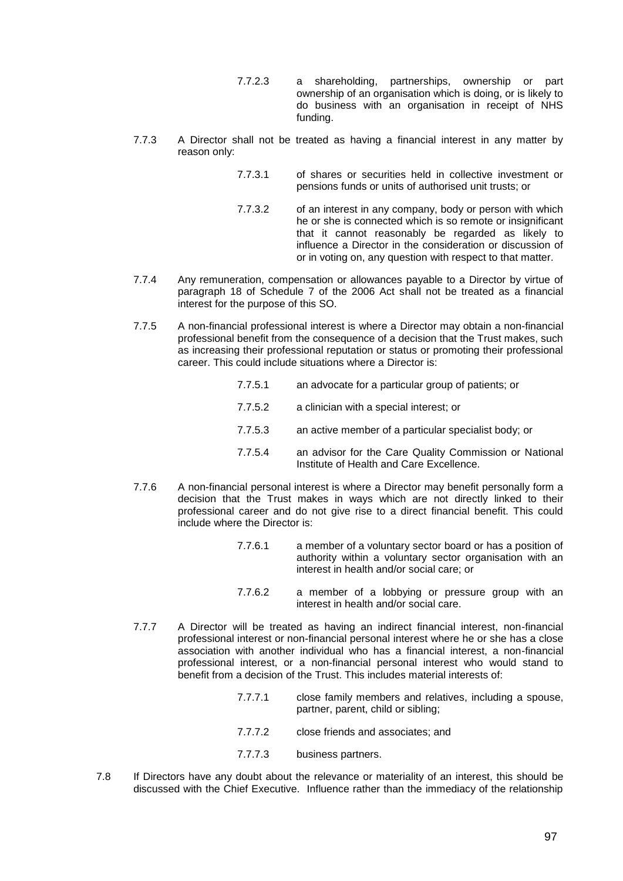7.7.2.3 a shareholding, partnerships, ownership or part ownership of an organisation which is doing, or is likely to do business with an organisation in receipt of NHS funding.

7.7.3 A Director shall not be treated as having a financial interest in any matter by reason only:

7.7.3.1 of shares or securities held in collective investment or pensions funds or units of authorised unit trusts; or

7.7.3.2 of an interest in any company, body or person with which he or she is connected which is so remote or insignificant that it cannot reasonably be regarded as likely to influence a Director in the consideration or discussion of or in voting on, any question with respect to that matter.

7.7.4 Any remuneration, compensation or allowances payable to a Director by virtue of paragraph 18 of Schedule 7 of the 2006 Act shall not be treated as a financial interest for the purpose of this SO.

7.7.5 A non-financial professional interest is where a Director may obtain a non-financial professional benefit from the consequence of a decision that the Trust makes, such as increasing their professional reputation or status or promoting their professional career. This could include situations where a Director is:

7.7.5.1 an advocate for a particular group of patients; or

7.7.5.2 a clinician with a special interest; or

7.7.5.3 an active member of a particular specialist body; or

7.7.5.4 an advisor for the Care Quality Commission or National Institute of Health and Care Excellence.

7.7.6 A non-financial personal interest is where a Director may benefit personally form a decision that the Trust makes in ways which are not directly linked to their professional career and do not give rise to a direct financial benefit. This could include where the Director is:

7.7.6.1 a member of a voluntary sector board or has a position of authority within a voluntary sector organisation with an interest in health and/or social care; or

7.7.6.2 a member of a lobbying or pressure group with an interest in health and/or social care.

7.7.7 A Director will be treated as having an indirect financial interest, non-financial professional interest or non-financial personal interest where he or she has a close association with another individual who has a financial interest, a non-financial professional interest, or a non-financial personal interest who would stand to benefit from a decision of the Trust. This includes material interests of:

7.7.7.1 close family members and relatives, including a spouse, partner, parent, child or sibling;

7.7.7.2 close friends and associates; and

7.7.7.3 business partners.

7.8 If Directors have any doubt about the relevance or materiality of an interest, this should be discussed with the Chief Executive. Influence rather than the immediacy of the relationship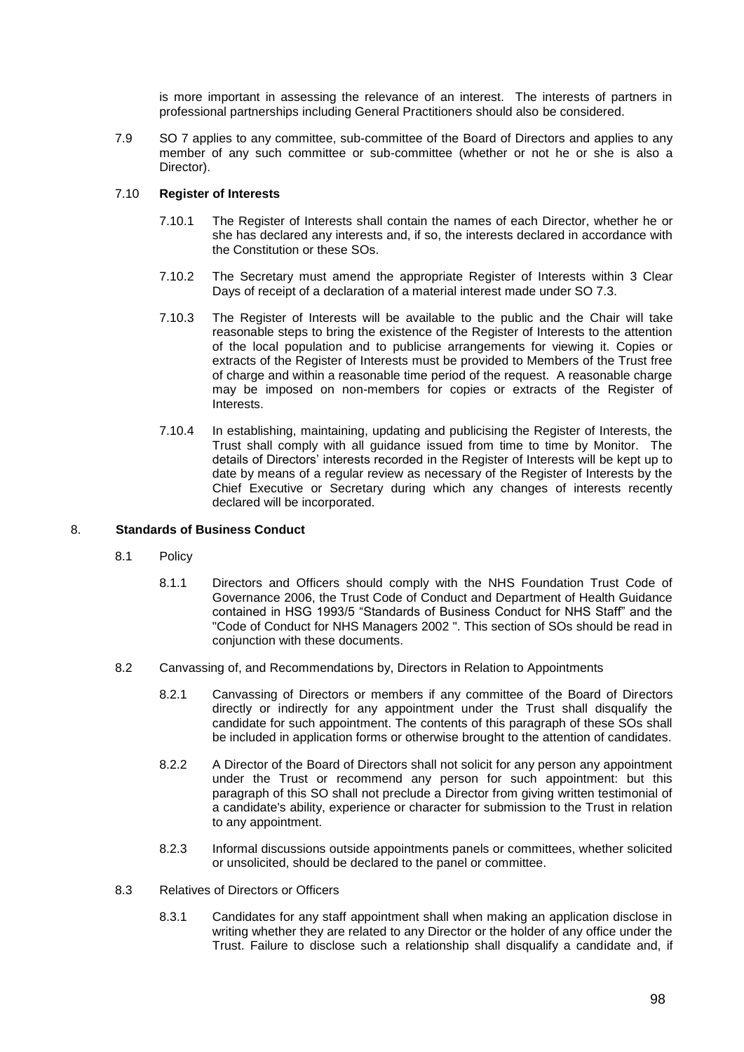is more important in assessing the relevance of an interest. The interests of partners in professional partnerships including General Practitioners should also be considered.

7.9 SO 7 applies to any committee, sub-committee of the Board of Directors and applies to any member of any such committee or sub-committee (whether or not he or she is also a Director).

7.10 **Register of Interests**

7.10.1 The Register of Interests shall contain the names of each Director, whether he or she has declared any interests and, if so, the interests declared in accordance with the Constitution or these SOs.

7.10.2 The Secretary must amend the appropriate Register of Interests within 3 Clear Days of receipt of a declaration of a material interest made under SO 7.3.

7.10.3 The Register of Interests will be available to the public and the Chair will take reasonable steps to bring the existence of the Register of Interests to the attention of the local population and to publicise arrangements for viewing it. Copies or extracts of the Register of Interests must be provided to Members of the Trust free of charge and within a reasonable time period of the request. A reasonable charge may be imposed on non-members for copies or extracts of the Register of Interests.

7.10.4 In establishing, maintaining, updating and publicising the Register of Interests, the Trust shall comply with all guidance issued from time to time by Monitor. The details of Directors' interests recorded in the Register of Interests will be kept up to date by means of a regular review as necessary of the Register of Interests by the Chief Executive or Secretary during which any changes of interests recently declared will be incorporated.

## 8. Standards of Business Conduct

8.1 Policy

8.1.1 Directors and Officers should comply with the NHS Foundation Trust Code of Governance 2006, the Trust Code of Conduct and Department of Health Guidance contained in HSG 1993/5 "Standards of Business Conduct for NHS Staff" and the "Code of Conduct for NHS Managers 2002 ". This section of SOs should be read in conjunction with these documents.

8.2 Canvassing of, and Recommendations by, Directors in Relation to Appointments

8.2.1 Canvassing of Directors or members if any committee of the Board of Directors directly or indirectly for any appointment under the Trust shall disqualify the candidate for such appointment. The contents of this paragraph of these SOs shall be included in application forms or otherwise brought to the attention of candidates.

8.2.2 A Director of the Board of Directors shall not solicit for any person any appointment under the Trust or recommend any person for such appointment: but this paragraph of this SO shall not preclude a Director from giving written testimonial of a candidate's ability, experience or character for submission to the Trust in relation to any appointment.

8.2.3 Informal discussions outside appointments panels or committees, whether solicited or unsolicited, should be declared to the panel or committee.

8.3 Relatives of Directors or Officers

8.3.1 Candidates for any staff appointment shall when making an application disclose in writing whether they are related to any Director or the holder of any office under the Trust. Failure to disclose such a relationship shall disqualify a candidate and, if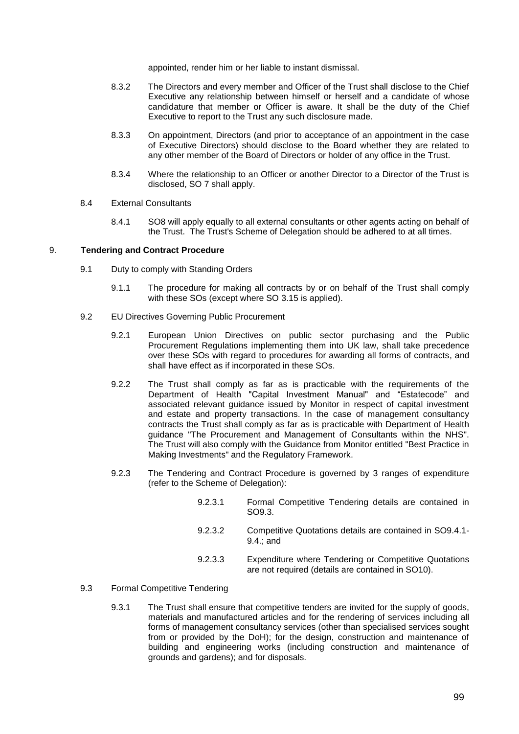appointed, render him or her liable to instant dismissal.

8.3.2 The Directors and every member and Officer of the Trust shall disclose to the Chief Executive any relationship between himself or herself and a candidate of whose candidature that member or Officer is aware. It shall be the duty of the Chief Executive to report to the Trust any such disclosure made.

8.3.3 On appointment, Directors (and prior to acceptance of an appointment in the case of Executive Directors) should disclose to the Board whether they are related to any other member of the Board of Directors or holder of any office in the Trust.

8.3.4 Where the relationship to an Officer or another Director to a Director of the Trust is disclosed, SO 7 shall apply.

8.4 External Consultants

8.4.1 SO8 will apply equally to all external consultants or other agents acting on behalf of the Trust. The Trust's Scheme of Delegation should be adhered to at all times.

## 9. **Tendering and Contract Procedure**

9.1 Duty to comply with Standing Orders

9.1.1 The procedure for making all contracts by or on behalf of the Trust shall comply with these SOs (except where SO 3.15 is applied).

9.2 EU Directives Governing Public Procurement

9.2.1 European Union Directives on public sector purchasing and the Public Procurement Regulations implementing them into UK law, shall take precedence over these SOs with regard to procedures for awarding all forms of contracts, and shall have effect as if incorporated in these SOs.

9.2.2 The Trust shall comply as far as is practicable with the requirements of the Department of Health "Capital Investment Manual" and "Estatecode" and associated relevant guidance issued by Monitor in respect of capital investment and estate and property transactions. In the case of management consultancy contracts the Trust shall comply as far as is practicable with Department of Health guidance "The Procurement and Management of Consultants within the NHS". The Trust will also comply with the Guidance from Monitor entitled "Best Practice in Making Investments" and the Regulatory Framework.

9.2.3 The Tendering and Contract Procedure is governed by 3 ranges of expenditure (refer to the Scheme of Delegation):

9.2.3.1 Formal Competitive Tendering details are contained in SO9.3.

9.2.3.2 Competitive Quotations details are contained in SO9.4.1-9.4.; and

9.2.3.3 Expenditure where Tendering or Competitive Quotations are not required (details are contained in SO10).

9.3 Formal Competitive Tendering

9.3.1 The Trust shall ensure that competitive tenders are invited for the supply of goods, materials and manufactured articles and for the rendering of services including all forms of management consultancy services (other than specialised services sought from or provided by the DoH); for the design, construction and maintenance of building and engineering works (including construction and maintenance of grounds and gardens); and for disposals.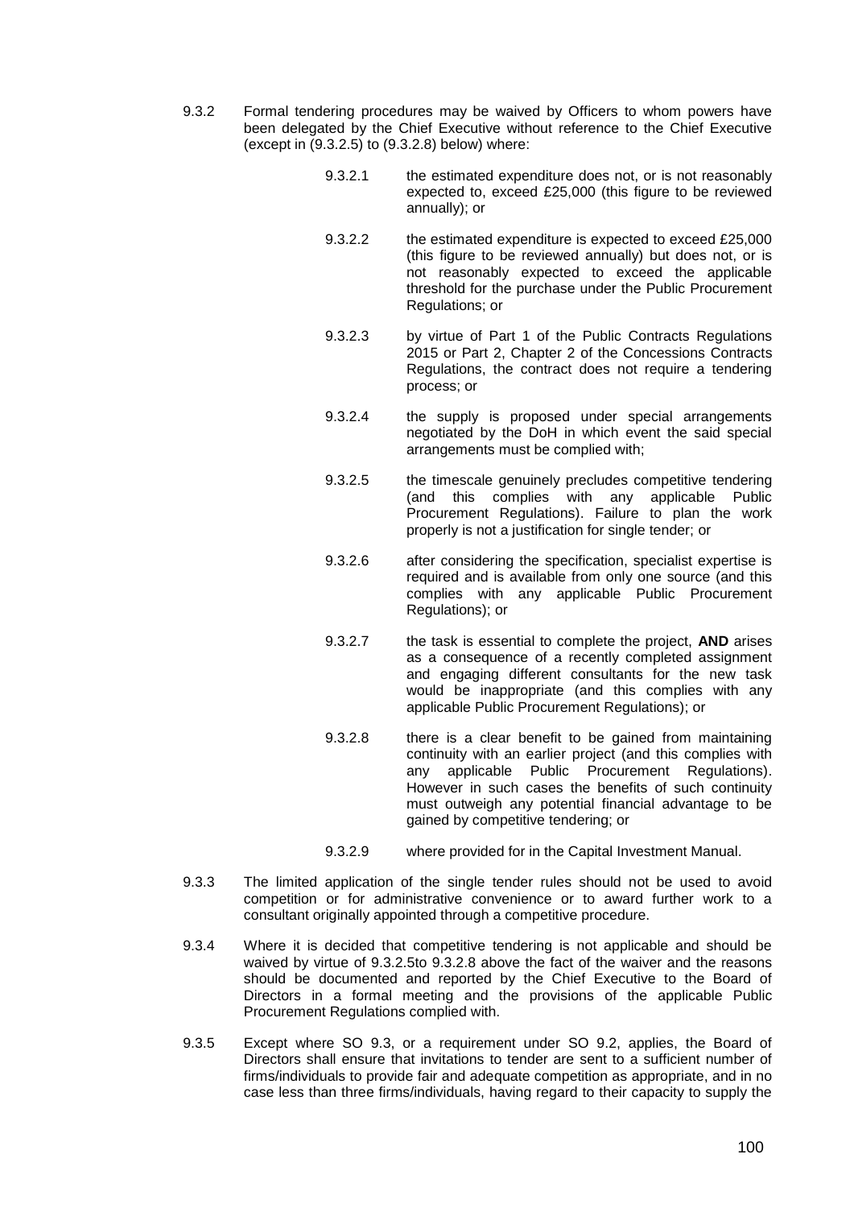9.3.2 Formal tendering procedures may be waived by Officers to whom powers have been delegated by the Chief Executive without reference to the Chief Executive (except in (9.3.2.5) to (9.3.2.8) below) where:

- 9.3.2.1 the estimated expenditure does not, or is not reasonably expected to, exceed £25,000 (this figure to be reviewed annually); or

- 9.3.2.2 the estimated expenditure is expected to exceed £25,000 (this figure to be reviewed annually) but does not, or is not reasonably expected to exceed the applicable threshold for the purchase under the Public Procurement Regulations; or

- 9.3.2.3 by virtue of Part 1 of the Public Contracts Regulations 2015 or Part 2, Chapter 2 of the Concessions Contracts Regulations, the contract does not require a tendering process; or

- 9.3.2.4 the supply is proposed under special arrangements negotiated by the DoH in which event the said special arrangements must be complied with;

- 9.3.2.5 the timescale genuinely precludes competitive tendering (and this complies with any applicable Public Procurement Regulations). Failure to plan the work properly is not a justification for single tender; or

- 9.3.2.6 after considering the specification, specialist expertise is required and is available from only one source (and this complies with any applicable Public Procurement Regulations); or

- 9.3.2.7 the task is essential to complete the project, **AND** arises as a consequence of a recently completed assignment and engaging different consultants for the new task would be inappropriate (and this complies with any applicable Public Procurement Regulations); or

- 9.3.2.8 there is a clear benefit to be gained from maintaining continuity with an earlier project (and this complies with any applicable Public Procurement Regulations). However in such cases the benefits of such continuity must outweigh any potential financial advantage to be gained by competitive tendering; or

- 9.3.2.9 where provided for in the Capital Investment Manual.

9.3.3 The limited application of the single tender rules should not be used to avoid competition or for administrative convenience or to award further work to a consultant originally appointed through a competitive procedure.

9.3.4 Where it is decided that competitive tendering is not applicable and should be waived by virtue of 9.3.2.5to 9.3.2.8 above the fact of the waiver and the reasons should be documented and reported by the Chief Executive to the Board of Directors in a formal meeting and the provisions of the applicable Public Procurement Regulations complied with.

9.3.5 Except where SO 9.3, or a requirement under SO 9.2, applies, the Board of Directors shall ensure that invitations to tender are sent to a sufficient number of firms/individuals to provide fair and adequate competition as appropriate, and in no case less than three firms/individuals, having regard to their capacity to supply the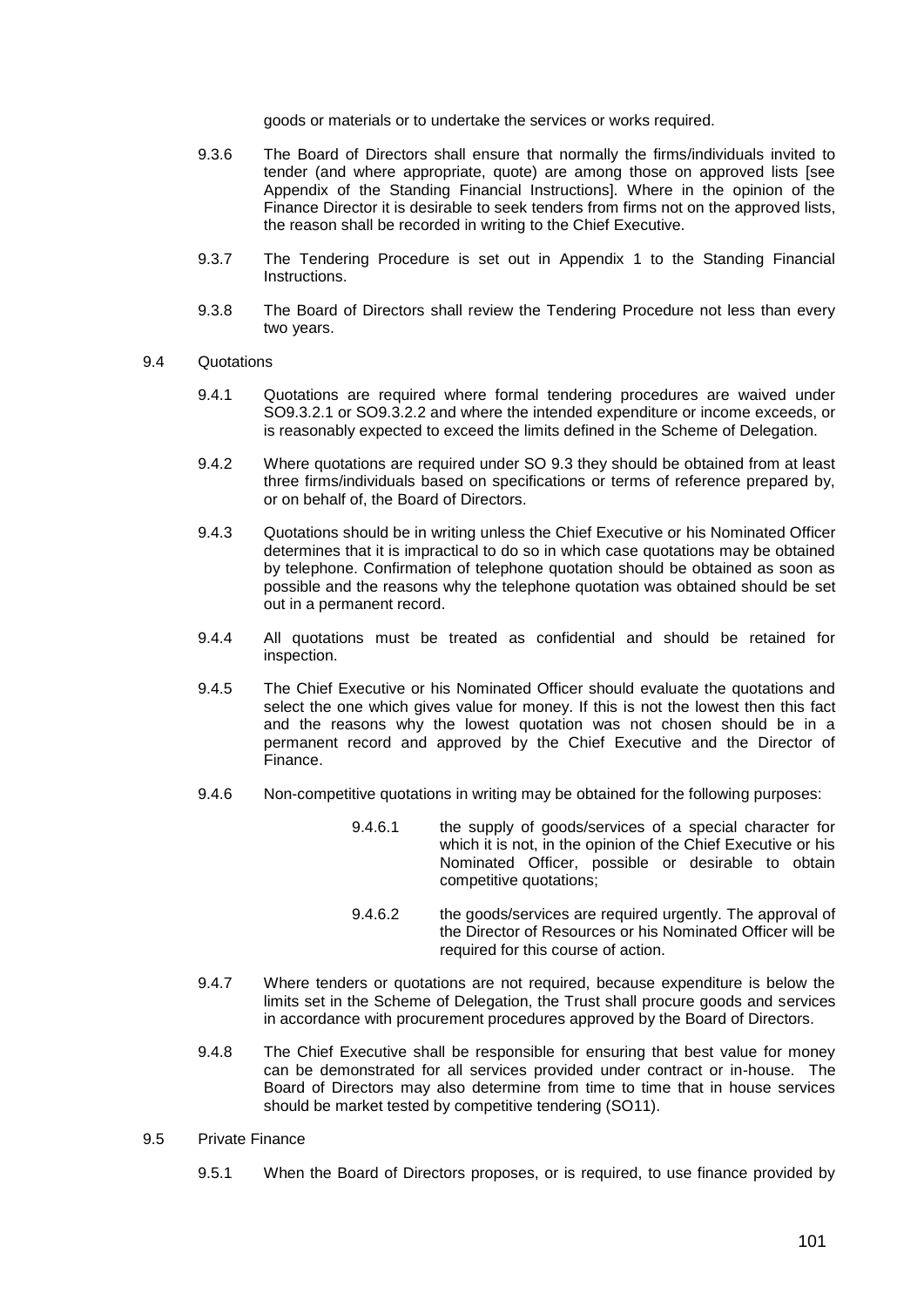goods or materials or to undertake the services or works required.

9.3.6 The Board of Directors shall ensure that normally the firms/individuals invited to tender (and where appropriate, quote) are among those on approved lists [see Appendix of the Standing Financial Instructions]. Where in the opinion of the Finance Director it is desirable to seek tenders from firms not on the approved lists, the reason shall be recorded in writing to the Chief Executive.

9.3.7 The Tendering Procedure is set out in Appendix 1 to the Standing Financial Instructions.

9.3.8 The Board of Directors shall review the Tendering Procedure not less than every two years.

9.4 Quotations

9.4.1 Quotations are required where formal tendering procedures are waived under SO9.3.2.1 or SO9.3.2.2 and where the intended expenditure or income exceeds, or is reasonably expected to exceed the limits defined in the Scheme of Delegation.

9.4.2 Where quotations are required under SO 9.3 they should be obtained from at least three firms/individuals based on specifications or terms of reference prepared by, or on behalf of, the Board of Directors.

9.4.3 Quotations should be in writing unless the Chief Executive or his Nominated Officer determines that it is impractical to do so in which case quotations may be obtained by telephone. Confirmation of telephone quotation should be obtained as soon as possible and the reasons why the telephone quotation was obtained should be set out in a permanent record.

9.4.4 All quotations must be treated as confidential and should be retained for inspection.

9.4.5 The Chief Executive or his Nominated Officer should evaluate the quotations and select the one which gives value for money. If this is not the lowest then this fact and the reasons why the lowest quotation was not chosen should be in a permanent record and approved by the Chief Executive and the Director of Finance.

9.4.6 Non-competitive quotations in writing may be obtained for the following purposes:

> 9.4.6.1 the supply of goods/services of a special character for which it is not, in the opinion of the Chief Executive or his Nominated Officer, possible or desirable to obtain competitive quotations;
>
> 9.4.6.2 the goods/services are required urgently. The approval of the Director of Resources or his Nominated Officer will be required for this course of action.

9.4.7 Where tenders or quotations are not required, because expenditure is below the limits set in the Scheme of Delegation, the Trust shall procure goods and services in accordance with procurement procedures approved by the Board of Directors.

9.4.8 The Chief Executive shall be responsible for ensuring that best value for money can be demonstrated for all services provided under contract or in-house. The Board of Directors may also determine from time to time that in house services should be market tested by competitive tendering (SO11).

9.5 Private Finance

9.5.1 When the Board of Directors proposes, or is required, to use finance provided by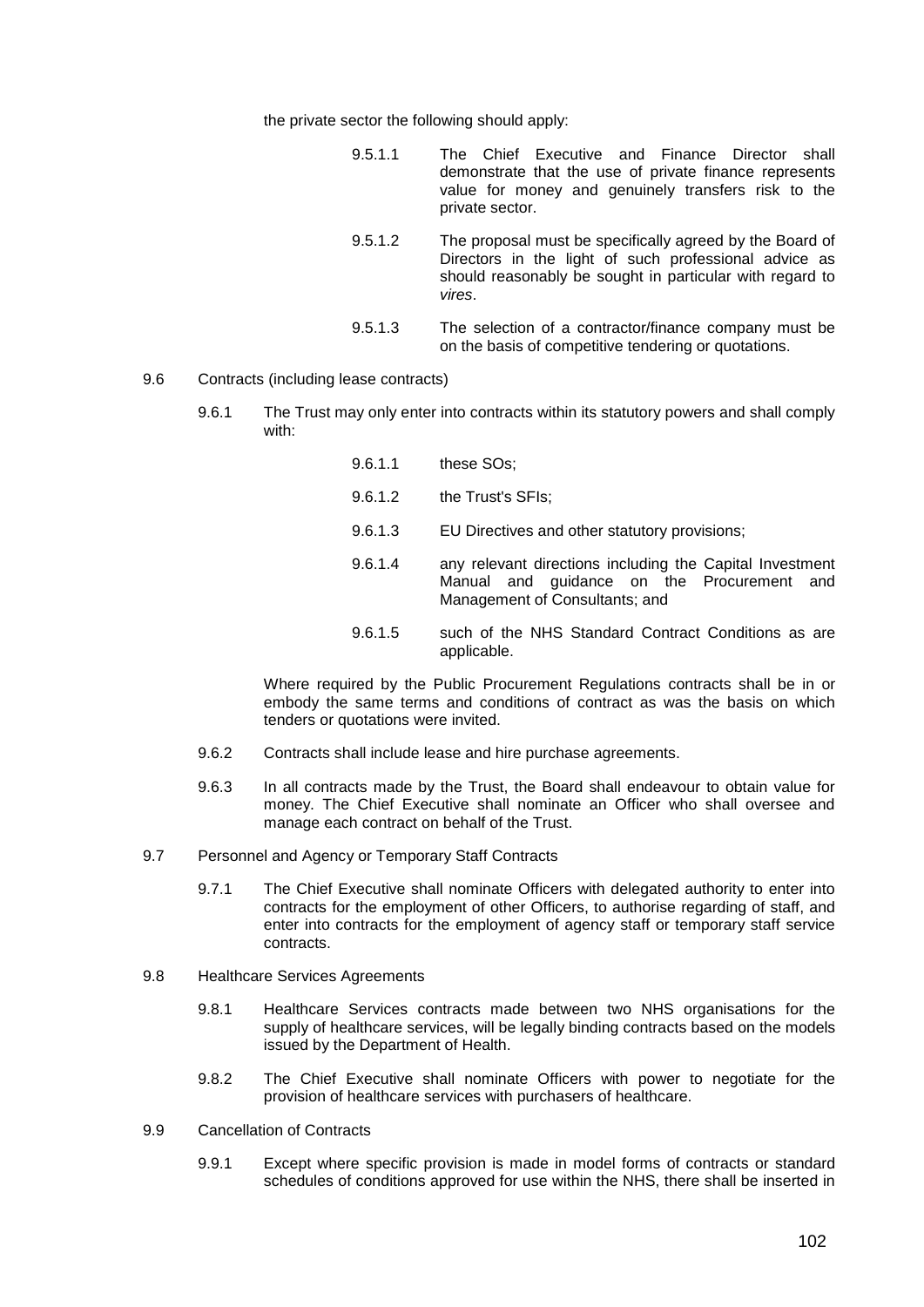the private sector the following should apply:

9.5.1.1 The Chief Executive and Finance Director shall demonstrate that the use of private finance represents value for money and genuinely transfers risk to the private sector.

9.5.1.2 The proposal must be specifically agreed by the Board of Directors in the light of such professional advice as should reasonably be sought in particular with regard to *vires*.

9.5.1.3 The selection of a contractor/finance company must be on the basis of competitive tendering or quotations.

9.6 Contracts (including lease contracts)

9.6.1 The Trust may only enter into contracts within its statutory powers and shall comply with:

9.6.1.1 these SOs;

9.6.1.2 the Trust's SFIs;

9.6.1.3 EU Directives and other statutory provisions;

9.6.1.4 any relevant directions including the Capital Investment Manual and guidance on the Procurement and Management of Consultants; and

9.6.1.5 such of the NHS Standard Contract Conditions as are applicable.

Where required by the Public Procurement Regulations contracts shall be in or embody the same terms and conditions of contract as was the basis on which tenders or quotations were invited.

9.6.2 Contracts shall include lease and hire purchase agreements.

9.6.3 In all contracts made by the Trust, the Board shall endeavour to obtain value for money. The Chief Executive shall nominate an Officer who shall oversee and manage each contract on behalf of the Trust.

9.7 Personnel and Agency or Temporary Staff Contracts

9.7.1 The Chief Executive shall nominate Officers with delegated authority to enter into contracts for the employment of other Officers, to authorise regarding of staff, and enter into contracts for the employment of agency staff or temporary staff service contracts.

9.8 Healthcare Services Agreements

9.8.1 Healthcare Services contracts made between two NHS organisations for the supply of healthcare services, will be legally binding contracts based on the models issued by the Department of Health.

9.8.2 The Chief Executive shall nominate Officers with power to negotiate for the provision of healthcare services with purchasers of healthcare.

9.9 Cancellation of Contracts

9.9.1 Except where specific provision is made in model forms of contracts or standard schedules of conditions approved for use within the NHS, there shall be inserted in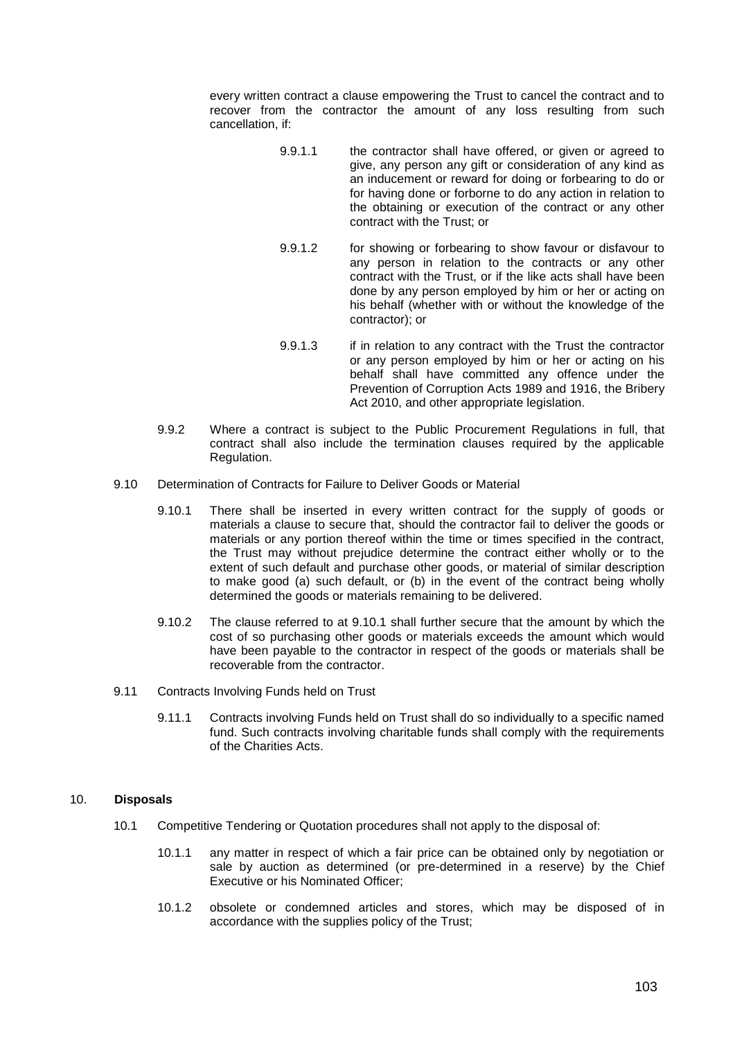every written contract a clause empowering the Trust to cancel the contract and to recover from the contractor the amount of any loss resulting from such cancellation, if:

9.9.1.1 the contractor shall have offered, or given or agreed to give, any person any gift or consideration of any kind as an inducement or reward for doing or forbearing to do or for having done or forborne to do any action in relation to the obtaining or execution of the contract or any other contract with the Trust; or

9.9.1.2 for showing or forbearing to show favour or disfavour to any person in relation to the contracts or any other contract with the Trust, or if the like acts shall have been done by any person employed by him or her or acting on his behalf (whether with or without the knowledge of the contractor); or

9.9.1.3 if in relation to any contract with the Trust the contractor or any person employed by him or her or acting on his behalf shall have committed any offence under the Prevention of Corruption Acts 1989 and 1916, the Bribery Act 2010, and other appropriate legislation.

9.9.2 Where a contract is subject to the Public Procurement Regulations in full, that contract shall also include the termination clauses required by the applicable Regulation.

9.10 Determination of Contracts for Failure to Deliver Goods or Material

9.10.1 There shall be inserted in every written contract for the supply of goods or materials a clause to secure that, should the contractor fail to deliver the goods or materials or any portion thereof within the time or times specified in the contract, the Trust may without prejudice determine the contract either wholly or to the extent of such default and purchase other goods, or material of similar description to make good (a) such default, or (b) in the event of the contract being wholly determined the goods or materials remaining to be delivered.

9.10.2 The clause referred to at 9.10.1 shall further secure that the amount by which the cost of so purchasing other goods or materials exceeds the amount which would have been payable to the contractor in respect of the goods or materials shall be recoverable from the contractor.

9.11 Contracts Involving Funds held on Trust

9.11.1 Contracts involving Funds held on Trust shall do so individually to a specific named fund. Such contracts involving charitable funds shall comply with the requirements of the Charities Acts.

## 10. **Disposals**

10.1 Competitive Tendering or Quotation procedures shall not apply to the disposal of:

10.1.1 any matter in respect of which a fair price can be obtained only by negotiation or sale by auction as determined (or pre-determined in a reserve) by the Chief Executive or his Nominated Officer;

10.1.2 obsolete or condemned articles and stores, which may be disposed of in accordance with the supplies policy of the Trust;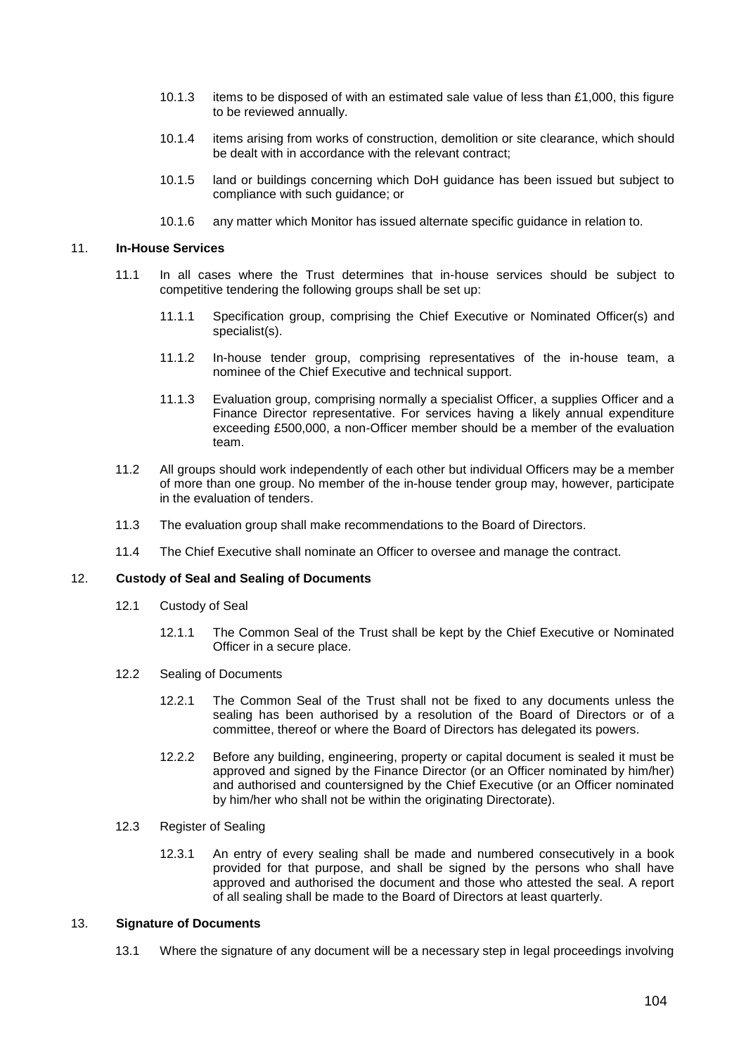10.1.3 items to be disposed of with an estimated sale value of less than £1,000, this figure to be reviewed annually.

10.1.4 items arising from works of construction, demolition or site clearance, which should be dealt with in accordance with the relevant contract;

10.1.5 land or buildings concerning which DoH guidance has been issued but subject to compliance with such guidance; or

10.1.6 any matter which Monitor has issued alternate specific guidance in relation to.

## 11. In-House Services

11.1 In all cases where the Trust determines that in-house services should be subject to competitive tendering the following groups shall be set up:

11.1.1 Specification group, comprising the Chief Executive or Nominated Officer(s) and specialist(s).

11.1.2 In-house tender group, comprising representatives of the in-house team, a nominee of the Chief Executive and technical support.

11.1.3 Evaluation group, comprising normally a specialist Officer, a supplies Officer and a Finance Director representative. For services having a likely annual expenditure exceeding £500,000, a non-Officer member should be a member of the evaluation team.

11.2 All groups should work independently of each other but individual Officers may be a member of more than one group. No member of the in-house tender group may, however, participate in the evaluation of tenders.

11.3 The evaluation group shall make recommendations to the Board of Directors.

11.4 The Chief Executive shall nominate an Officer to oversee and manage the contract.

## 12. Custody of Seal and Sealing of Documents

12.1 Custody of Seal

12.1.1 The Common Seal of the Trust shall be kept by the Chief Executive or Nominated Officer in a secure place.

12.2 Sealing of Documents

12.2.1 The Common Seal of the Trust shall not be fixed to any documents unless the sealing has been authorised by a resolution of the Board of Directors or of a committee, thereof or where the Board of Directors has delegated its powers.

12.2.2 Before any building, engineering, property or capital document is sealed it must be approved and signed by the Finance Director (or an Officer nominated by him/her) and authorised and countersigned by the Chief Executive (or an Officer nominated by him/her who shall not be within the originating Directorate).

12.3 Register of Sealing

12.3.1 An entry of every sealing shall be made and numbered consecutively in a book provided for that purpose, and shall be signed by the persons who shall have approved and authorised the document and those who attested the seal. A report of all sealing shall be made to the Board of Directors at least quarterly.

## 13. Signature of Documents

13.1 Where the signature of any document will be a necessary step in legal proceedings involving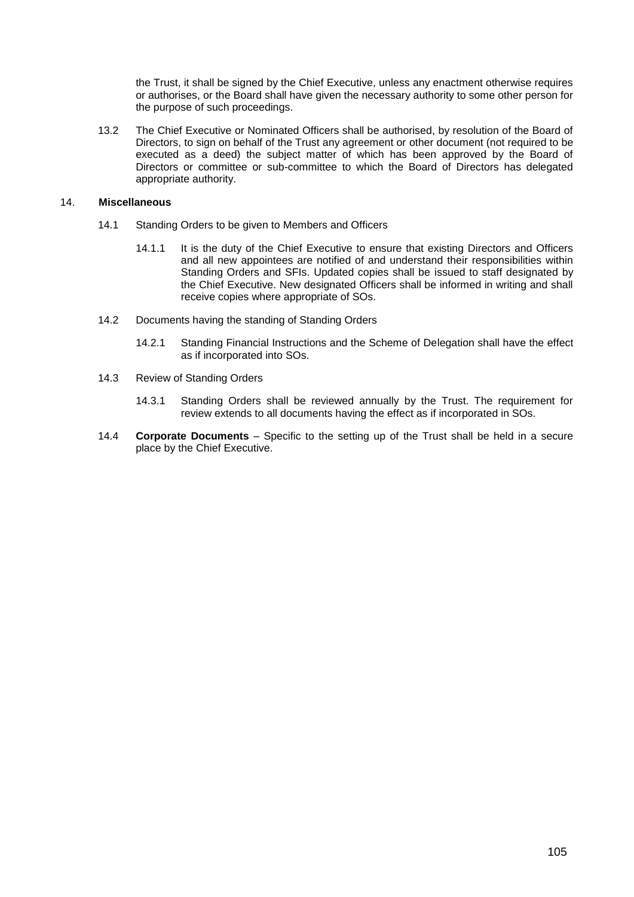the Trust, it shall be signed by the Chief Executive, unless any enactment otherwise requires or authorises, or the Board shall have given the necessary authority to some other person for the purpose of such proceedings.

13.2 The Chief Executive or Nominated Officers shall be authorised, by resolution of the Board of Directors, to sign on behalf of the Trust any agreement or other document (not required to be executed as a deed) the subject matter of which has been approved by the Board of Directors or committee or sub-committee to which the Board of Directors has delegated appropriate authority.

## 14. Miscellaneous

14.1 Standing Orders to be given to Members and Officers

14.1.1 It is the duty of the Chief Executive to ensure that existing Directors and Officers and all new appointees are notified of and understand their responsibilities within Standing Orders and SFIs. Updated copies shall be issued to staff designated by the Chief Executive. New designated Officers shall be informed in writing and shall receive copies where appropriate of SOs.

14.2 Documents having the standing of Standing Orders

14.2.1 Standing Financial Instructions and the Scheme of Delegation shall have the effect as if incorporated into SOs.

14.3 Review of Standing Orders

14.3.1 Standing Orders shall be reviewed annually by the Trust. The requirement for review extends to all documents having the effect as if incorporated in SOs.

14.4 **Corporate Documents** – Specific to the setting up of the Trust shall be held in a secure place by the Chief Executive.